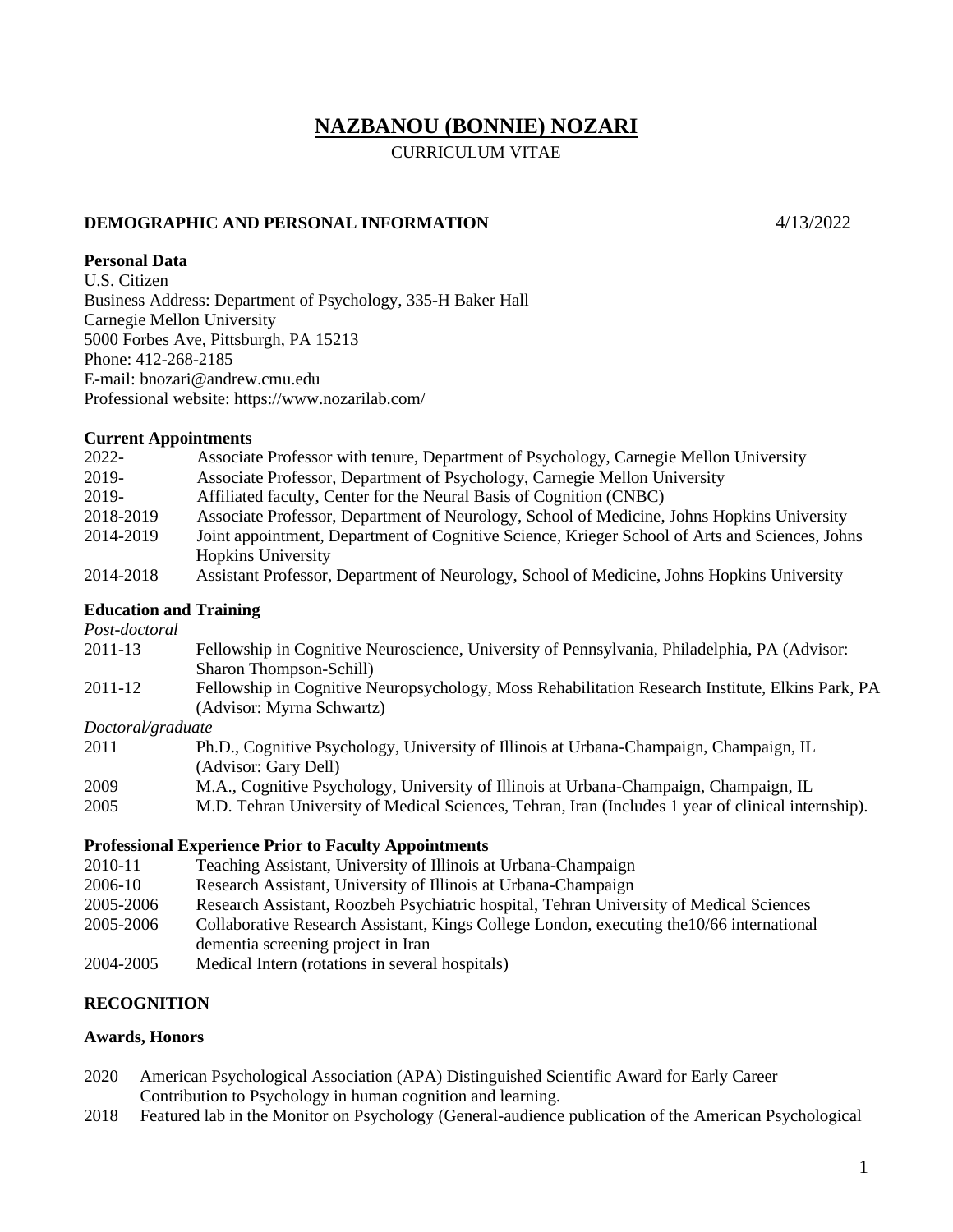# NAZBANOU (BONNIE) NOZARI

CURRICULUM VITAE

## DEMOGRAPHIC AND PERSONAL INFORMATION

4/13/2022

**Personal Data**

U.S. Citizen
Business Address: Department of Psychology, 335-H Baker Hall
Carnegie Mellon University
5000 Forbes Ave, Pittsburgh, PA 15213
Phone: 412-268-2185
E-mail: bnozari@andrew.cmu.edu
Professional website: https://www.nozarilab.com/

**Current Appointments**

| | |
|---|---|
| 2022- | Associate Professor with tenure, Department of Psychology, Carnegie Mellon University |
| 2019- | Associate Professor, Department of Psychology, Carnegie Mellon University |
| 2019- | Affiliated faculty, Center for the Neural Basis of Cognition (CNBC) |
| 2018-2019 | Associate Professor, Department of Neurology, School of Medicine, Johns Hopkins University |
| 2014-2019 | Joint appointment, Department of Cognitive Science, Krieger School of Arts and Sciences, Johns Hopkins University |
| 2014-2018 | Assistant Professor, Department of Neurology, School of Medicine, Johns Hopkins University |

**Education and Training**

*Post-doctoral*

| | |
|---|---|
| 2011-13 | Fellowship in Cognitive Neuroscience, University of Pennsylvania, Philadelphia, PA (Advisor: Sharon Thompson-Schill) |
| 2011-12 | Fellowship in Cognitive Neuropsychology, Moss Rehabilitation Research Institute, Elkins Park, PA (Advisor: Myrna Schwartz) |

*Doctoral/graduate*

| | |
|---|---|
| 2011 | Ph.D., Cognitive Psychology, University of Illinois at Urbana-Champaign, Champaign, IL (Advisor: Gary Dell) |
| 2009 | M.A., Cognitive Psychology, University of Illinois at Urbana-Champaign, Champaign, IL |
| 2005 | M.D. Tehran University of Medical Sciences, Tehran, Iran (Includes 1 year of clinical internship). |

**Professional Experience Prior to Faculty Appointments**

| | |
|---|---|
| 2010-11 | Teaching Assistant, University of Illinois at Urbana-Champaign |
| 2006-10 | Research Assistant, University of Illinois at Urbana-Champaign |
| 2005-2006 | Research Assistant, Roozbeh Psychiatric hospital, Tehran University of Medical Sciences |
| 2005-2006 | Collaborative Research Assistant, Kings College London, executing the10/66 international dementia screening project in Iran |
| 2004-2005 | Medical Intern (rotations in several hospitals) |

## RECOGNITION

**Awards, Honors**

- 2020 American Psychological Association (APA) Distinguished Scientific Award for Early Career Contribution to Psychology in human cognition and learning.
- 2018 Featured lab in the Monitor on Psychology (General-audience publication of the American Psychological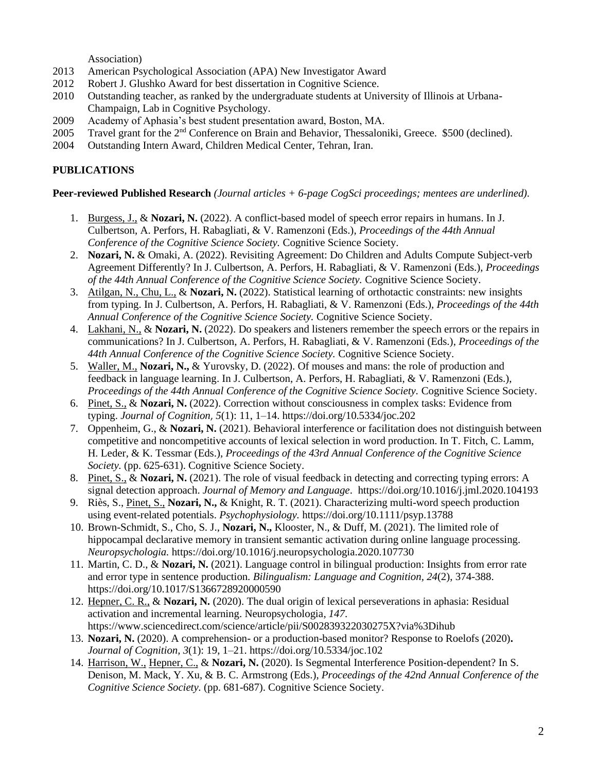Association)

2013 American Psychological Association (APA) New Investigator Award

2012 Robert J. Glushko Award for best dissertation in Cognitive Science.

2010 Outstanding teacher, as ranked by the undergraduate students at University of Illinois at Urbana-Champaign, Lab in Cognitive Psychology.

2009 Academy of Aphasia's best student presentation award, Boston, MA.

2005 Travel grant for the 2nd Conference on Brain and Behavior, Thessaloniki, Greece. $500 (declined).

2004 Outstanding Intern Award, Children Medical Center, Tehran, Iran.

## PUBLICATIONS

**Peer-reviewed Published Research** *(Journal articles + 6-page CogSci proceedings; mentees are underlined).*

1. Burgess, J., & **Nozari, N.** (2022). A conflict-based model of speech error repairs in humans. In J. Culbertson, A. Perfors, H. Rabagliati, & V. Ramenzoni (Eds.), *Proceedings of the 44th Annual Conference of the Cognitive Science Society.* Cognitive Science Society.
2. **Nozari, N.** & Omaki, A. (2022). Revisiting Agreement: Do Children and Adults Compute Subject-verb Agreement Differently? In J. Culbertson, A. Perfors, H. Rabagliati, & V. Ramenzoni (Eds.), *Proceedings of the 44th Annual Conference of the Cognitive Science Society.* Cognitive Science Society.
3. Atilgan, N., Chu, L., & **Nozari, N.** (2022). Statistical learning of orthotactic constraints: new insights from typing. In J. Culbertson, A. Perfors, H. Rabagliati, & V. Ramenzoni (Eds.), *Proceedings of the 44th Annual Conference of the Cognitive Science Society.* Cognitive Science Society.
4. Lakhani, N., & **Nozari, N.** (2022). Do speakers and listeners remember the speech errors or the repairs in communications? In J. Culbertson, A. Perfors, H. Rabagliati, & V. Ramenzoni (Eds.), *Proceedings of the 44th Annual Conference of the Cognitive Science Society.* Cognitive Science Society.
5. Waller, M., **Nozari, N.,** & Yurovsky, D. (2022). Of mouses and mans: the role of production and feedback in language learning. In J. Culbertson, A. Perfors, H. Rabagliati, & V. Ramenzoni (Eds.), *Proceedings of the 44th Annual Conference of the Cognitive Science Society.* Cognitive Science Society.
6. Pinet, S., & **Nozari, N.** (2022). Correction without consciousness in complex tasks: Evidence from typing. *Journal of Cognition, 5*(1): 11, 1–14. https://doi.org/10.5334/joc.202
7. Oppenheim, G., & **Nozari, N.** (2021). Behavioral interference or facilitation does not distinguish between competitive and noncompetitive accounts of lexical selection in word production. In T. Fitch, C. Lamm, H. Leder, & K. Tessmar (Eds.), *Proceedings of the 43rd Annual Conference of the Cognitive Science Society.* (pp. 625-631). Cognitive Science Society.
8. Pinet, S., & **Nozari, N.** (2021). The role of visual feedback in detecting and correcting typing errors: A signal detection approach. *Journal of Memory and Language*. https://doi.org/10.1016/j.jml.2020.104193
9. Riès, S., Pinet, S., **Nozari, N.,** & Knight, R. T. (2021). Characterizing multi-word speech production using event-related potentials. *Psychophysiology.* https://doi.org/10.1111/psyp.13788
10. Brown-Schmidt, S., Cho, S. J., **Nozari, N.,** Klooster, N., & Duff, M. (2021). The limited role of hippocampal declarative memory in transient semantic activation during online language processing. *Neuropsychologia.* https://doi.org/10.1016/j.neuropsychologia.2020.107730
11. Martin, C. D., & **Nozari, N.** (2021). Language control in bilingual production: Insights from error rate and error type in sentence production. *Bilingualism: Language and Cognition, 24*(2), 374-388. https://doi.org/10.1017/S1366728920000590
12. Hepner, C. R., & **Nozari, N.** (2020). The dual origin of lexical perseverations in aphasia: Residual activation and incremental learning. Neuropsychologia*, 147*. https://www.sciencedirect.com/science/article/pii/S002839322030275X?via%3Dihub
13. **Nozari, N.** (2020). A comprehension- or a production-based monitor? Response to Roelofs (2020)**.** *Journal of Cognition, 3*(1): 19, 1–21. https://doi.org/10.5334/joc.102
14. Harrison, W., Hepner, C., & **Nozari, N.** (2020). Is Segmental Interference Position-dependent? In S. Denison, M. Mack, Y. Xu, & B. C. Armstrong (Eds.), *Proceedings of the 42nd Annual Conference of the Cognitive Science Society.* (pp. 681-687). Cognitive Science Society.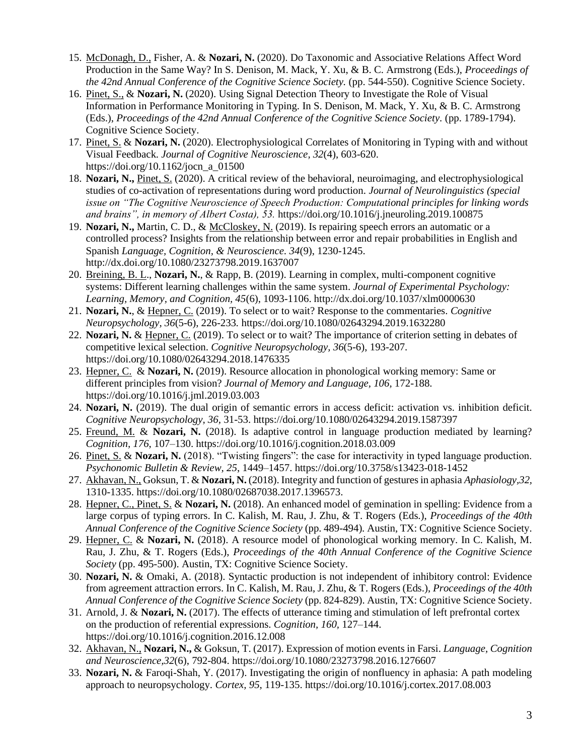15. McDonagh, D., Fisher, A. & **Nozari, N.** (2020). Do Taxonomic and Associative Relations Affect Word Production in the Same Way? In S. Denison, M. Mack, Y. Xu, & B. C. Armstrong (Eds.), *Proceedings of the 42nd Annual Conference of the Cognitive Science Society.* (pp. 544-550). Cognitive Science Society.
16. Pinet, S., & **Nozari, N.** (2020). Using Signal Detection Theory to Investigate the Role of Visual Information in Performance Monitoring in Typing. In S. Denison, M. Mack, Y. Xu, & B. C. Armstrong (Eds.), *Proceedings of the 42nd Annual Conference of the Cognitive Science Society*. (pp. 1789-1794). Cognitive Science Society.
17. Pinet, S. & **Nozari, N.** (2020). Electrophysiological Correlates of Monitoring in Typing with and without Visual Feedback. *Journal of Cognitive Neuroscience, 32*(4), 603-620. https://doi.org/10.1162/jocn_a_01500
18. **Nozari, N.,** Pinet, S. (2020). A critical review of the behavioral, neuroimaging, and electrophysiological studies of co-activation of representations during word production. *Journal of Neurolinguistics (special issue on "The Cognitive Neuroscience of Speech Production: Computational principles for linking words and brains", in memory of Albert Costa), 53.* https://doi.org/10.1016/j.jneuroling.2019.100875
19. **Nozari, N.,** Martin, C. D., & McCloskey, N. (2019). Is repairing speech errors an automatic or a controlled process? Insights from the relationship between error and repair probabilities in English and Spanish *Language, Cognition, & Neuroscience. 34*(9), 1230-1245. http://dx.doi.org/10.1080/23273798.2019.1637007
20. Breining, B. L., **Nozari, N.**, & Rapp, B. (2019). Learning in complex, multi-component cognitive systems: Different learning challenges within the same system. *Journal of Experimental Psychology: Learning, Memory, and Cognition, 45*(6), 1093-1106. http://dx.doi.org/10.1037/xlm0000630
21. **Nozari, N.**, & Hepner, C. (2019). To select or to wait? Response to the commentaries. *Cognitive Neuropsychology, 36*(5-6), 226-233*.* https://doi.org/10.1080/02643294.2019.1632280
22. **Nozari, N.** & Hepner, C. (2019). To select or to wait? The importance of criterion setting in debates of competitive lexical selection. *Cognitive Neuropsychology, 36*(5-6), 193-207. https://doi.org/10.1080/02643294.2018.1476335
23. Hepner, C. & **Nozari, N.** (2019). Resource allocation in phonological working memory: Same or different principles from vision? *Journal of Memory and Language, 106,* 172-188. https://doi.org/10.1016/j.jml.2019.03.003
24. **Nozari, N.** (2019). The dual origin of semantic errors in access deficit: activation vs. inhibition deficit. *Cognitive Neuropsychology, 36*, 31-53. https://doi.org/10.1080/02643294.2019.1587397
25. Freund, M. & **Nozari, N.** (2018). Is adaptive control in language production mediated by learning? *Cognition, 176*, 107–130. https://doi.org/10.1016/j.cognition.2018.03.009
26. Pinet, S. & **Nozari, N.** (2018). "Twisting fingers": the case for interactivity in typed language production. *Psychonomic Bulletin & Review, 25*, 1449–1457. https://doi.org/10.3758/s13423-018-1452
27. Akhavan, N., Goksun, T. & **Nozari, N.** (2018). Integrity and function of gestures in aphasia *Aphasiology,32*, 1310-1335. https://doi.org/10.1080/02687038.2017.1396573.
28. Hepner, C., Pinet, S. & **Nozari, N.** (2018). An enhanced model of gemination in spelling: Evidence from a large corpus of typing errors. In C. Kalish, M. Rau, J. Zhu, & T. Rogers (Eds.), *Proceedings of the 40th Annual Conference of the Cognitive Science Society* (pp. 489-494)*.* Austin, TX: Cognitive Science Society.
29. Hepner, C. & **Nozari, N.** (2018). A resource model of phonological working memory. In C. Kalish, M. Rau, J. Zhu, & T. Rogers (Eds.), *Proceedings of the 40th Annual Conference of the Cognitive Science Society* (pp. 495-500). Austin, TX: Cognitive Science Society.
30. **Nozari, N.** & Omaki, A. (2018). Syntactic production is not independent of inhibitory control: Evidence from agreement attraction errors. In C. Kalish, M. Rau, J. Zhu, & T. Rogers (Eds.), *Proceedings of the 40th Annual Conference of the Cognitive Science Society* (pp. 824-829). Austin, TX: Cognitive Science Society.
31. Arnold, J. & **Nozari, N.** (2017). The effects of utterance timing and stimulation of left prefrontal cortex on the production of referential expressions. *Cognition, 160,* 127–144. https://doi.org/10.1016/j.cognition.2016.12.008
32. Akhavan, N., **Nozari, N.,** & Goksun, T. (2017). Expression of motion events in Farsi. *Language, Cognition and Neuroscience,32*(6), 792-804. https://doi.org/10.1080/23273798.2016.1276607
33. **Nozari, N.** & Faroqi-Shah, Y. (2017). Investigating the origin of nonfluency in aphasia: A path modeling approach to neuropsychology. *Cortex, 95,* 119-135. https://doi.org/10.1016/j.cortex.2017.08.003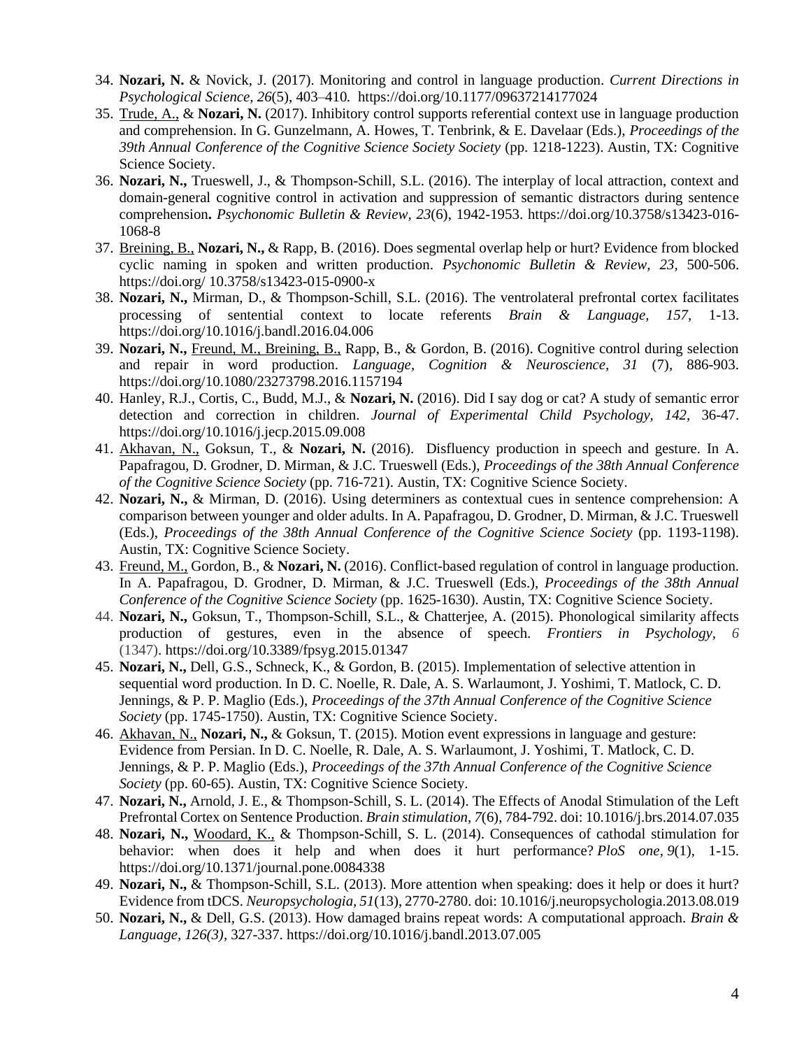34. **Nozari, N.** & Novick, J. (2017). Monitoring and control in language production. *Current Directions in Psychological Science, 26*(5), 403–410. https://doi.org/10.1177/09637214177024
35. <u>Trude, A.,</u> & **Nozari, N.** (2017). Inhibitory control supports referential context use in language production and comprehension. In G. Gunzelmann, A. Howes, T. Tenbrink, & E. Davelaar (Eds.), *Proceedings of the 39th Annual Conference of the Cognitive Science Society Society* (pp. 1218-1223). Austin, TX: Cognitive Science Society.
36. **Nozari, N.,** Trueswell, J., & Thompson-Schill, S.L. (2016). The interplay of local attraction, context and domain-general cognitive control in activation and suppression of semantic distractors during sentence comprehension**.** *Psychonomic Bulletin & Review, 23*(6), 1942-1953. https://doi.org/10.3758/s13423-016-1068-8
37. <u>Breining, B.,</u> **Nozari, N.,** & Rapp, B. (2016). Does segmental overlap help or hurt? Evidence from blocked cyclic naming in spoken and written production. *Psychonomic Bulletin & Review, 23,* 500-506. https://doi.org/ 10.3758/s13423-015-0900-x
38. **Nozari, N.,** Mirman, D., & Thompson-Schill, S.L. (2016). The ventrolateral prefrontal cortex facilitates processing of sentential context to locate referents *Brain & Language, 157,* 1-13. https://doi.org/10.1016/j.bandl.2016.04.006
39. **Nozari, N.,** <u>Freund, M., Breining, B.,</u> Rapp, B., & Gordon, B. (2016). Cognitive control during selection and repair in word production. *Language, Cognition & Neuroscience, 31* (7), 886-903. https://doi.org/10.1080/23273798.2016.1157194
40. Hanley, R.J., Cortis, C., Budd, M.J., & **Nozari, N.** (2016). Did I say dog or cat? A study of semantic error detection and correction in children. *Journal of Experimental Child Psychology, 142,* 36-47. https://doi.org/10.1016/j.jecp.2015.09.008
41. <u>Akhavan, N.,</u> Goksun, T., & **Nozari, N.** (2016). Disfluency production in speech and gesture. In A. Papafragou, D. Grodner, D. Mirman, & J.C. Trueswell (Eds.), *Proceedings of the 38th Annual Conference of the Cognitive Science Society* (pp. 716-721). Austin, TX: Cognitive Science Society.
42. **Nozari, N.,** & Mirman, D. (2016). Using determiners as contextual cues in sentence comprehension: A comparison between younger and older adults. In A. Papafragou, D. Grodner, D. Mirman, & J.C. Trueswell (Eds.), *Proceedings of the 38th Annual Conference of the Cognitive Science Society* (pp. 1193-1198). Austin, TX: Cognitive Science Society.
43. <u>Freund, M.,</u> Gordon, B., & **Nozari, N.** (2016). Conflict-based regulation of control in language production. In A. Papafragou, D. Grodner, D. Mirman, & J.C. Trueswell (Eds.), *Proceedings of the 38th Annual Conference of the Cognitive Science Society* (pp. 1625-1630). Austin, TX: Cognitive Science Society.
44. **Nozari, N.,** Goksun, T., Thompson-Schill, S.L., & Chatterjee, A. (2015). Phonological similarity affects production of gestures, even in the absence of speech. *Frontiers in Psychology, 6* (1347). https://doi.org/10.3389/fpsyg.2015.01347
45. **Nozari, N.,** Dell, G.S., Schneck, K., & Gordon, B. (2015). Implementation of selective attention in sequential word production. In D. C. Noelle, R. Dale, A. S. Warlaumont, J. Yoshimi, T. Matlock, C. D. Jennings, & P. P. Maglio (Eds.), *Proceedings of the 37th Annual Conference of the Cognitive Science Society* (pp. 1745-1750). Austin, TX: Cognitive Science Society.
46. <u>Akhavan, N.,</u> **Nozari, N.,** & Goksun, T. (2015). Motion event expressions in language and gesture: Evidence from Persian. In D. C. Noelle, R. Dale, A. S. Warlaumont, J. Yoshimi, T. Matlock, C. D. Jennings, & P. P. Maglio (Eds.), *Proceedings of the 37th Annual Conference of the Cognitive Science Society* (pp. 60-65). Austin, TX: Cognitive Science Society.
47. **Nozari, N.,** Arnold, J. E., & Thompson-Schill, S. L. (2014). The Effects of Anodal Stimulation of the Left Prefrontal Cortex on Sentence Production. *Brain stimulation*, *7*(6), 784-792. doi: 10.1016/j.brs.2014.07.035
48. **Nozari, N.,** <u>Woodard, K.,</u> & Thompson-Schill, S. L. (2014). Consequences of cathodal stimulation for behavior: when does it help and when does it hurt performance? *PloS one*, *9*(1), 1-15. https://doi.org/10.1371/journal.pone.0084338
49. **Nozari, N.,** & Thompson-Schill, S.L. (2013). More attention when speaking: does it help or does it hurt? Evidence from tDCS. *Neuropsychologia, 51*(13), 2770-2780. doi: 10.1016/j.neuropsychologia.2013.08.019
50. **Nozari, N.,** & Dell, G.S. (2013). How damaged brains repeat words: A computational approach. *Brain & Language, 126(3),* 327-337. https://doi.org/10.1016/j.bandl.2013.07.005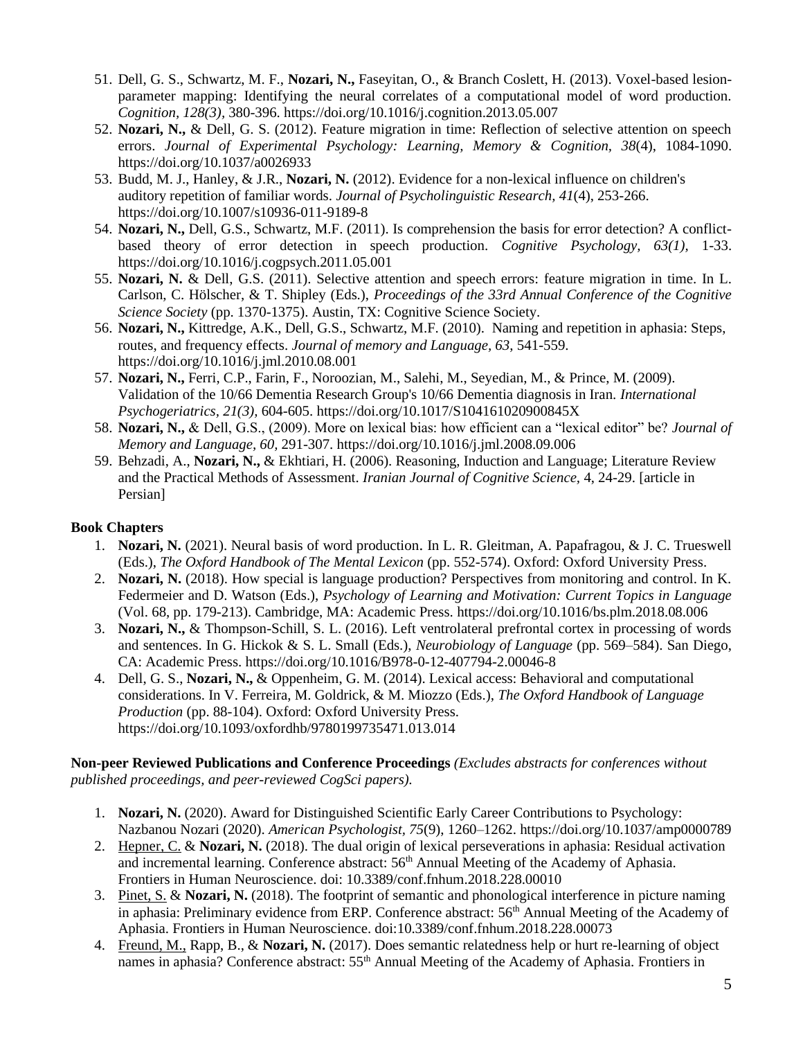51. Dell, G. S., Schwartz, M. F., **Nozari, N.,** Faseyitan, O., & Branch Coslett, H. (2013). Voxel-based lesion-parameter mapping: Identifying the neural correlates of a computational model of word production. *Cognition, 128(3)*, 380-396. https://doi.org/10.1016/j.cognition.2013.05.007
52. **Nozari, N.,** & Dell, G. S. (2012). Feature migration in time: Reflection of selective attention on speech errors. *Journal of Experimental Psychology: Learning, Memory & Cognition, 38*(4), 1084-1090. https://doi.org/10.1037/a0026933
53. Budd, M. J., Hanley, & J.R., **Nozari, N.** (2012). Evidence for a non-lexical influence on children's auditory repetition of familiar words. *Journal of Psycholinguistic Research, 41*(4), 253-266. https://doi.org/10.1007/s10936-011-9189-8
54. **Nozari, N.,** Dell, G.S., Schwartz, M.F. (2011). Is comprehension the basis for error detection? A conflict-based theory of error detection in speech production. *Cognitive Psychology, 63(1)*, 1-33. https://doi.org/10.1016/j.cogpsych.2011.05.001
55. **Nozari, N.** & Dell, G.S. (2011). Selective attention and speech errors: feature migration in time. In L. Carlson, C. Hölscher, & T. Shipley (Eds.), *Proceedings of the 33rd Annual Conference of the Cognitive Science Society* (pp. 1370-1375). Austin, TX: Cognitive Science Society.
56. **Nozari, N.,** Kittredge, A.K., Dell, G.S., Schwartz, M.F. (2010). Naming and repetition in aphasia: Steps, routes, and frequency effects. *Journal of memory and Language, 63*, 541-559. https://doi.org/10.1016/j.jml.2010.08.001
57. **Nozari, N.,** Ferri, C.P., Farin, F., Noroozian, M., Salehi, M., Seyedian, M., & Prince, M. (2009). Validation of the 10/66 Dementia Research Group's 10/66 Dementia diagnosis in Iran. *International Psychogeriatrics, 21(3),* 604-605. https://doi.org/10.1017/S104161020900845X
58. **Nozari, N.,** & Dell, G.S., (2009). More on lexical bias: how efficient can a "lexical editor" be? *Journal of Memory and Language, 60,* 291-307. https://doi.org/10.1016/j.jml.2008.09.006
59. Behzadi, A., **Nozari, N.,** & Ekhtiari, H. (2006). Reasoning, Induction and Language; Literature Review and the Practical Methods of Assessment. *Iranian Journal of Cognitive Science,* 4, 24-29. [article in Persian]

**Book Chapters**

1. **Nozari, N.** (2021). Neural basis of word production. In L. R. Gleitman, A. Papafragou, & J. C. Trueswell (Eds.), *The Oxford Handbook of The Mental Lexicon* (pp. 552-574). Oxford: Oxford University Press.
2. **Nozari, N.** (2018). How special is language production? Perspectives from monitoring and control. In K. Federmeier and D. Watson (Eds.), *Psychology of Learning and Motivation: Current Topics in Language* (Vol. 68, pp. 179-213). Cambridge, MA: Academic Press. https://doi.org/10.1016/bs.plm.2018.08.006
3. **Nozari, N.,** & Thompson-Schill, S. L. (2016). Left ventrolateral prefrontal cortex in processing of words and sentences. In G. Hickok & S. L. Small (Eds.), *Neurobiology of Language* (pp. 569–584). San Diego, CA: Academic Press. https://doi.org/10.1016/B978-0-12-407794-2.00046-8
4. Dell, G. S., **Nozari, N.,** & Oppenheim, G. M. (2014). Lexical access: Behavioral and computational considerations. In V. Ferreira, M. Goldrick, & M. Miozzo (Eds.), *The Oxford Handbook of Language Production* (pp. 88-104). Oxford: Oxford University Press. https://doi.org/10.1093/oxfordhb/9780199735471.013.014

**Non-peer Reviewed Publications and Conference Proceedings** *(Excludes abstracts for conferences without published proceedings, and peer-reviewed CogSci papers).*

1. **Nozari, N.** (2020). Award for Distinguished Scientific Early Career Contributions to Psychology: Nazbanou Nozari (2020). *American Psychologist, 75*(9), 1260–1262. https://doi.org/10.1037/amp0000789
2. Hepner, C. & **Nozari, N.** (2018). The dual origin of lexical perseverations in aphasia: Residual activation and incremental learning. Conference abstract: 56th Annual Meeting of the Academy of Aphasia. Frontiers in Human Neuroscience. doi: 10.3389/conf.fnhum.2018.228.00010
3. Pinet, S. & **Nozari, N.** (2018). The footprint of semantic and phonological interference in picture naming in aphasia: Preliminary evidence from ERP. Conference abstract: 56th Annual Meeting of the Academy of Aphasia. Frontiers in Human Neuroscience. doi:10.3389/conf.fnhum.2018.228.00073
4. Freund, M., Rapp, B., & **Nozari, N.** (2017). Does semantic relatedness help or hurt re-learning of object names in aphasia? Conference abstract: 55th Annual Meeting of the Academy of Aphasia. Frontiers in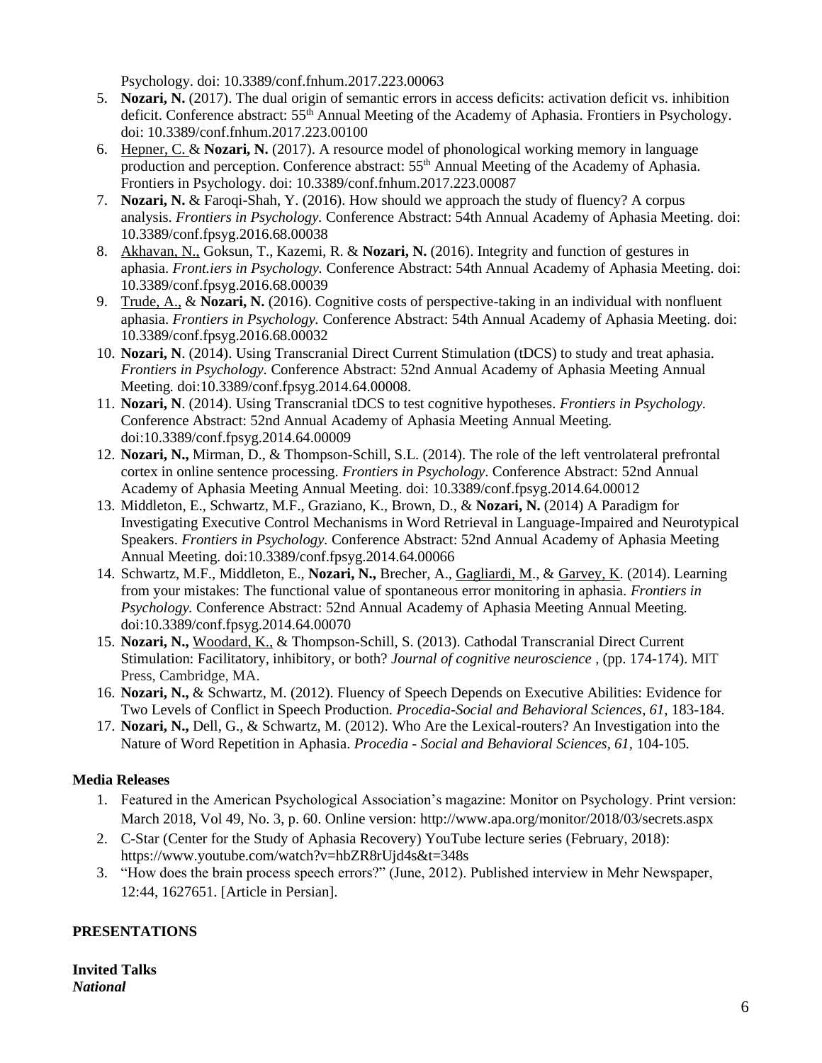Psychology. doi: 10.3389/conf.fnhum.2017.223.00063

5. **Nozari, N.** (2017). The dual origin of semantic errors in access deficits: activation deficit vs. inhibition deficit. Conference abstract: 55th Annual Meeting of the Academy of Aphasia. Frontiers in Psychology. doi: 10.3389/conf.fnhum.2017.223.00100
6. Hepner, C. & **Nozari, N.** (2017). A resource model of phonological working memory in language production and perception. Conference abstract: 55th Annual Meeting of the Academy of Aphasia. Frontiers in Psychology. doi: 10.3389/conf.fnhum.2017.223.00087
7. **Nozari, N.** & Faroqi-Shah, Y. (2016). How should we approach the study of fluency? A corpus analysis. *Frontiers in Psychology.* Conference Abstract: 54th Annual Academy of Aphasia Meeting. doi: 10.3389/conf.fpsyg.2016.68.00038
8. Akhavan, N., Goksun, T., Kazemi, R. & **Nozari, N.** (2016). Integrity and function of gestures in aphasia. *Front.iers in Psychology.* Conference Abstract: 54th Annual Academy of Aphasia Meeting. doi: 10.3389/conf.fpsyg.2016.68.00039
9. Trude, A., & **Nozari, N.** (2016). Cognitive costs of perspective-taking in an individual with nonfluent aphasia. *Frontiers in Psychology.* Conference Abstract: 54th Annual Academy of Aphasia Meeting. doi: 10.3389/conf.fpsyg.2016.68.00032
10. **Nozari, N**. (2014). Using Transcranial Direct Current Stimulation (tDCS) to study and treat aphasia. *Frontiers in Psychology*. Conference Abstract: 52nd Annual Academy of Aphasia Meeting Annual Meeting. doi:10.3389/conf.fpsyg.2014.64.00008.
11. **Nozari, N**. (2014). Using Transcranial tDCS to test cognitive hypotheses. *Frontiers in Psychology.* Conference Abstract: 52nd Annual Academy of Aphasia Meeting Annual Meeting. doi:10.3389/conf.fpsyg.2014.64.00009
12. **Nozari, N.,** Mirman, D., & Thompson-Schill, S.L. (2014). The role of the left ventrolateral prefrontal cortex in online sentence processing. *Frontiers in Psychology*. Conference Abstract: 52nd Annual Academy of Aphasia Meeting Annual Meeting. doi: 10.3389/conf.fpsyg.2014.64.00012
13. Middleton, E., Schwartz, M.F., Graziano, K., Brown, D., & **Nozari, N.** (2014) A Paradigm for Investigating Executive Control Mechanisms in Word Retrieval in Language-Impaired and Neurotypical Speakers. *Frontiers in Psychology.* Conference Abstract: 52nd Annual Academy of Aphasia Meeting Annual Meeting. doi:10.3389/conf.fpsyg.2014.64.00066
14. Schwartz, M.F., Middleton, E., **Nozari, N.,** Brecher, A., Gagliardi, M., & Garvey, K. (2014). Learning from your mistakes: The functional value of spontaneous error monitoring in aphasia. *Frontiers in Psychology.* Conference Abstract: 52nd Annual Academy of Aphasia Meeting Annual Meeting. doi:10.3389/conf.fpsyg.2014.64.00070
15. **Nozari, N.,** Woodard, K., & Thompson-Schill, S. (2013). Cathodal Transcranial Direct Current Stimulation: Facilitatory, inhibitory, or both? *Journal of cognitive neuroscience* , (pp. 174-174). MIT Press, Cambridge, MA.
16. **Nozari, N.,** & Schwartz, M. (2012). Fluency of Speech Depends on Executive Abilities: Evidence for Two Levels of Conflict in Speech Production. *Procedia-Social and Behavioral Sciences*, *61*, 183-184.
17. **Nozari, N.,** Dell, G., & Schwartz, M. (2012). Who Are the Lexical-routers? An Investigation into the Nature of Word Repetition in Aphasia. *Procedia - Social and Behavioral Sciences*, *61*, 104-105.

**Media Releases**

1. Featured in the American Psychological Association's magazine: Monitor on Psychology. Print version: March 2018, Vol 49, No. 3, p. 60. Online version: http://www.apa.org/monitor/2018/03/secrets.aspx
2. C-Star (Center for the Study of Aphasia Recovery) YouTube lecture series (February, 2018): https://www.youtube.com/watch?v=hbZR8rUjd4s&t=348s
3. "How does the brain process speech errors?" (June, 2012). Published interview in Mehr Newspaper, 12:44, 1627651. [Article in Persian].

**PRESENTATIONS**

**Invited Talks**

***National***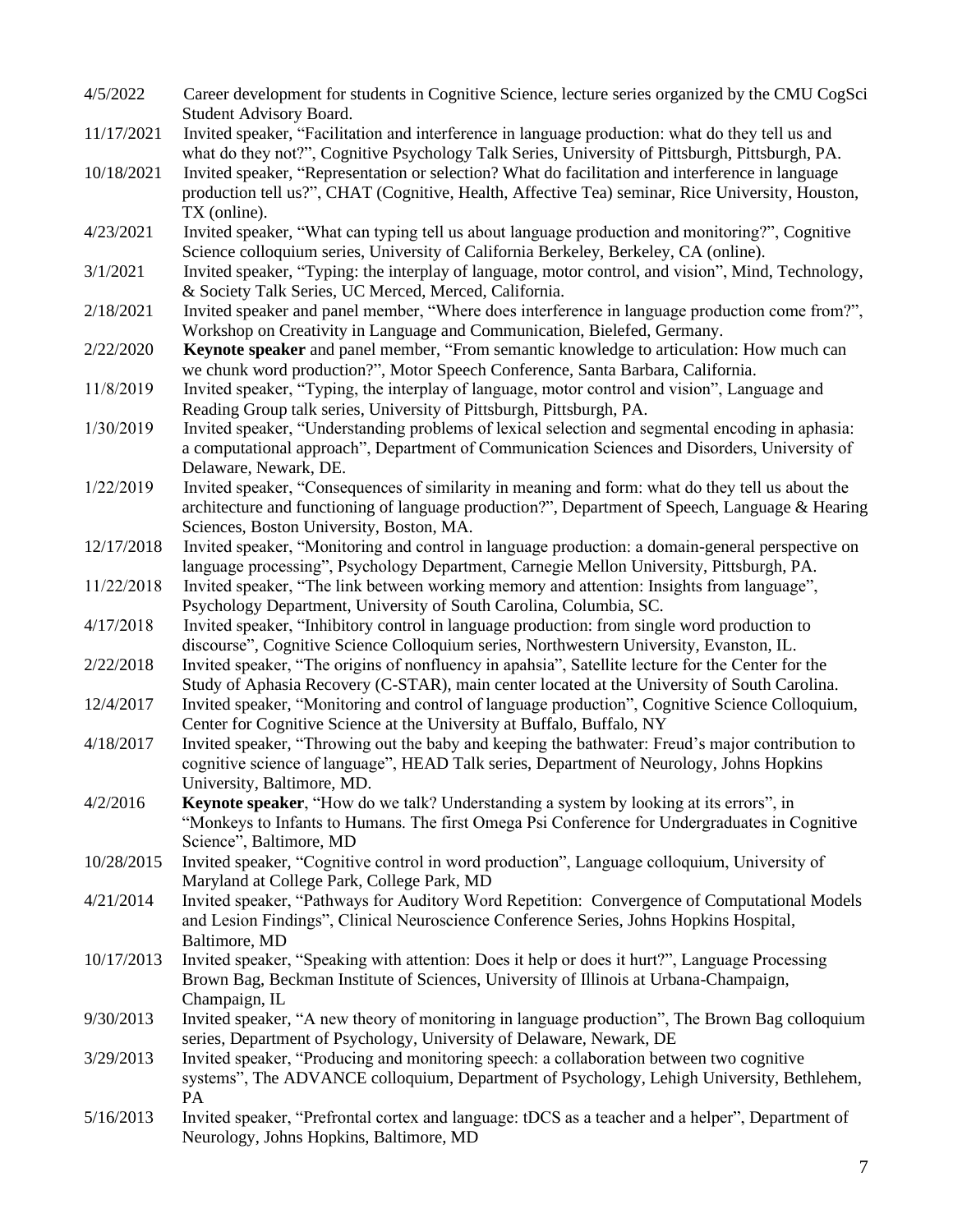4/5/2022 Career development for students in Cognitive Science, lecture series organized by the CMU CogSci Student Advisory Board.

11/17/2021 Invited speaker, "Facilitation and interference in language production: what do they tell us and what do they not?", Cognitive Psychology Talk Series, University of Pittsburgh, Pittsburgh, PA.

10/18/2021 Invited speaker, "Representation or selection? What do facilitation and interference in language production tell us?", CHAT (Cognitive, Health, Affective Tea) seminar, Rice University, Houston, TX (online).

4/23/2021 Invited speaker, "What can typing tell us about language production and monitoring?", Cognitive Science colloquium series, University of California Berkeley, Berkeley, CA (online).

3/1/2021 Invited speaker, "Typing: the interplay of language, motor control, and vision", Mind, Technology, & Society Talk Series, UC Merced, Merced, California.

2/18/2021 Invited speaker and panel member, "Where does interference in language production come from?", Workshop on Creativity in Language and Communication, Bielefed, Germany.

2/22/2020 **Keynote speaker** and panel member, "From semantic knowledge to articulation: How much can we chunk word production?", Motor Speech Conference, Santa Barbara, California.

11/8/2019 Invited speaker, "Typing, the interplay of language, motor control and vision", Language and Reading Group talk series, University of Pittsburgh, Pittsburgh, PA.

1/30/2019 Invited speaker, "Understanding problems of lexical selection and segmental encoding in aphasia: a computational approach", Department of Communication Sciences and Disorders, University of Delaware, Newark, DE.

1/22/2019 Invited speaker, "Consequences of similarity in meaning and form: what do they tell us about the architecture and functioning of language production?", Department of Speech, Language & Hearing Sciences, Boston University, Boston, MA.

12/17/2018 Invited speaker, "Monitoring and control in language production: a domain-general perspective on language processing", Psychology Department, Carnegie Mellon University, Pittsburgh, PA.

11/22/2018 Invited speaker, "The link between working memory and attention: Insights from language", Psychology Department, University of South Carolina, Columbia, SC.

4/17/2018 Invited speaker, "Inhibitory control in language production: from single word production to discourse", Cognitive Science Colloquium series, Northwestern University, Evanston, IL.

2/22/2018 Invited speaker, "The origins of nonfluency in apahsia", Satellite lecture for the Center for the Study of Aphasia Recovery (C-STAR), main center located at the University of South Carolina.

12/4/2017 Invited speaker, "Monitoring and control of language production", Cognitive Science Colloquium, Center for Cognitive Science at the University at Buffalo, Buffalo, NY

4/18/2017 Invited speaker, "Throwing out the baby and keeping the bathwater: Freud's major contribution to cognitive science of language", HEAD Talk series, Department of Neurology, Johns Hopkins University, Baltimore, MD.

4/2/2016 **Keynote speaker**, "How do we talk? Understanding a system by looking at its errors", in "Monkeys to Infants to Humans. The first Omega Psi Conference for Undergraduates in Cognitive Science", Baltimore, MD

10/28/2015 Invited speaker, "Cognitive control in word production", Language colloquium, University of Maryland at College Park, College Park, MD

4/21/2014 Invited speaker, "Pathways for Auditory Word Repetition: Convergence of Computational Models and Lesion Findings", Clinical Neuroscience Conference Series, Johns Hopkins Hospital, Baltimore, MD

10/17/2013 Invited speaker, "Speaking with attention: Does it help or does it hurt?", Language Processing Brown Bag, Beckman Institute of Sciences, University of Illinois at Urbana-Champaign, Champaign, IL

9/30/2013 Invited speaker, "A new theory of monitoring in language production", The Brown Bag colloquium series, Department of Psychology, University of Delaware, Newark, DE

3/29/2013 Invited speaker, "Producing and monitoring speech: a collaboration between two cognitive systems", The ADVANCE colloquium, Department of Psychology, Lehigh University, Bethlehem, PA

5/16/2013 Invited speaker, "Prefrontal cortex and language: tDCS as a teacher and a helper", Department of Neurology, Johns Hopkins, Baltimore, MD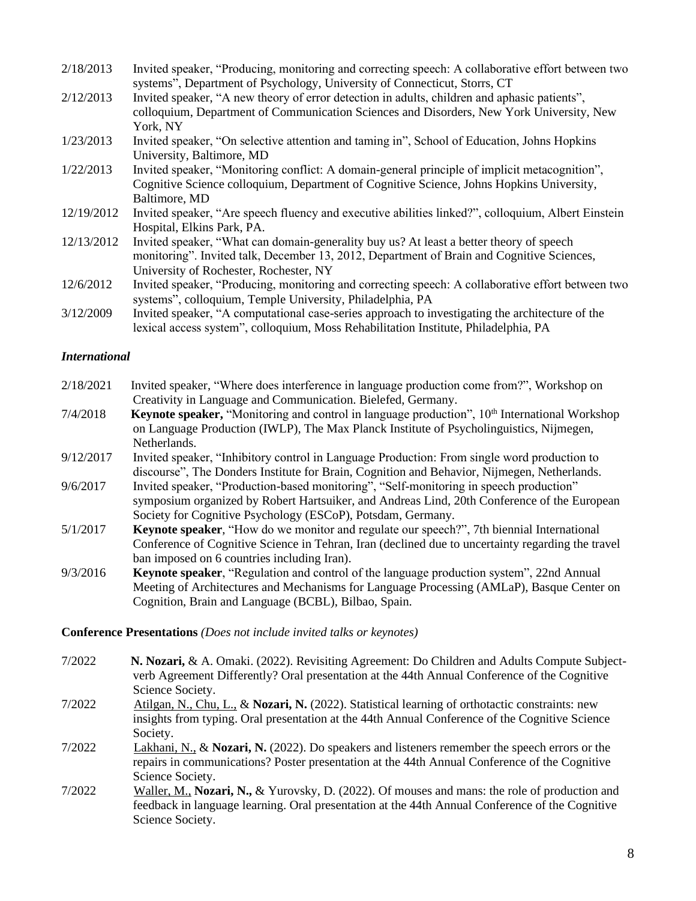2/18/2013 Invited speaker, "Producing, monitoring and correcting speech: A collaborative effort between two systems", Department of Psychology, University of Connecticut, Storrs, CT

2/12/2013 Invited speaker, "A new theory of error detection in adults, children and aphasic patients", colloquium, Department of Communication Sciences and Disorders, New York University, New York, NY

1/23/2013 Invited speaker, "On selective attention and taming in", School of Education, Johns Hopkins University, Baltimore, MD

1/22/2013 Invited speaker, "Monitoring conflict: A domain-general principle of implicit metacognition", Cognitive Science colloquium, Department of Cognitive Science, Johns Hopkins University, Baltimore, MD

12/19/2012 Invited speaker, "Are speech fluency and executive abilities linked?", colloquium, Albert Einstein Hospital, Elkins Park, PA.

12/13/2012 Invited speaker, "What can domain-generality buy us? At least a better theory of speech monitoring". Invited talk, December 13, 2012, Department of Brain and Cognitive Sciences, University of Rochester, Rochester, NY

12/6/2012 Invited speaker, "Producing, monitoring and correcting speech: A collaborative effort between two systems", colloquium, Temple University, Philadelphia, PA

3/12/2009 Invited speaker, "A computational case-series approach to investigating the architecture of the lexical access system", colloquium, Moss Rehabilitation Institute, Philadelphia, PA

### *International*

2/18/2021 Invited speaker, "Where does interference in language production come from?", Workshop on Creativity in Language and Communication. Bielefed, Germany.

7/4/2018 **Keynote speaker,** "Monitoring and control in language production", 10th International Workshop on Language Production (IWLP), The Max Planck Institute of Psycholinguistics, Nijmegen, Netherlands.

9/12/2017 Invited speaker, "Inhibitory control in Language Production: From single word production to discourse", The Donders Institute for Brain, Cognition and Behavior, Nijmegen, Netherlands.

9/6/2017 Invited speaker, "Production-based monitoring", "Self-monitoring in speech production" symposium organized by Robert Hartsuiker, and Andreas Lind, 20th Conference of the European Society for Cognitive Psychology (ESCoP), Potsdam, Germany.

5/1/2017 **Keynote speaker**, "How do we monitor and regulate our speech?", 7th biennial International Conference of Cognitive Science in Tehran, Iran (declined due to uncertainty regarding the travel ban imposed on 6 countries including Iran).

9/3/2016 **Keynote speaker**, "Regulation and control of the language production system", 22nd Annual Meeting of Architectures and Mechanisms for Language Processing (AMLaP), Basque Center on Cognition, Brain and Language (BCBL), Bilbao, Spain.

**Conference Presentations** *(Does not include invited talks or keynotes)*

7/2022 **N. Nozari,** & A. Omaki. (2022). Revisiting Agreement: Do Children and Adults Compute Subject-verb Agreement Differently? Oral presentation at the 44th Annual Conference of the Cognitive Science Society.

7/2022 Atilgan, N., Chu, L., & **Nozari, N.** (2022). Statistical learning of orthotactic constraints: new insights from typing. Oral presentation at the 44th Annual Conference of the Cognitive Science Society.

7/2022 Lakhani, N., & **Nozari, N.** (2022). Do speakers and listeners remember the speech errors or the repairs in communications? Poster presentation at the 44th Annual Conference of the Cognitive Science Society.

7/2022 Waller, M., **Nozari, N.,** & Yurovsky, D. (2022). Of mouses and mans: the role of production and feedback in language learning. Oral presentation at the 44th Annual Conference of the Cognitive Science Society.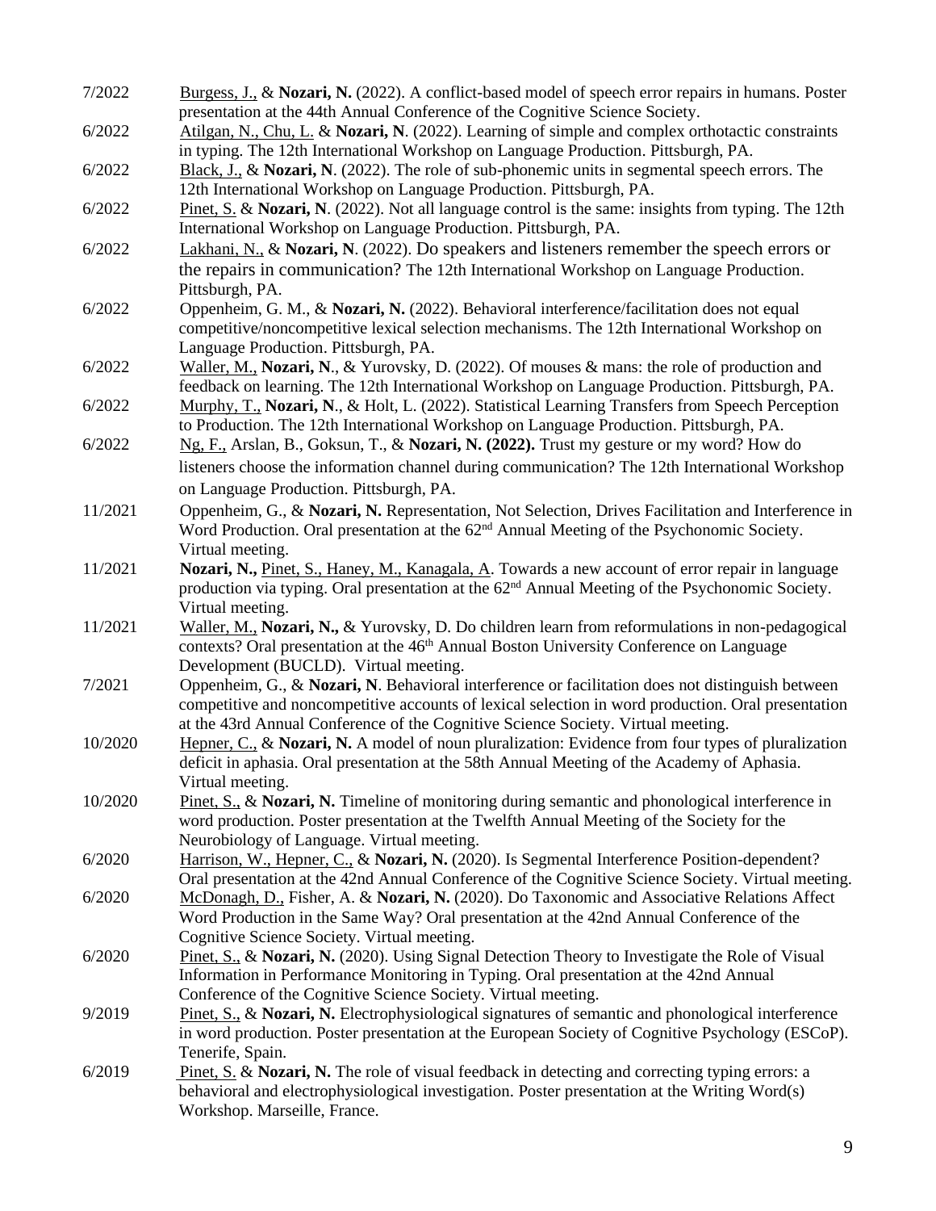7/2022 Burgess, J., & **Nozari, N.** (2022). A conflict-based model of speech error repairs in humans. Poster presentation at the 44th Annual Conference of the Cognitive Science Society.

6/2022 Atilgan, N., Chu, L. & **Nozari, N**. (2022). Learning of simple and complex orthotactic constraints in typing. The 12th International Workshop on Language Production. Pittsburgh, PA.

6/2022 Black, J., & **Nozari, N**. (2022). The role of sub-phonemic units in segmental speech errors. The 12th International Workshop on Language Production. Pittsburgh, PA.

6/2022 Pinet, S. & **Nozari, N**. (2022). Not all language control is the same: insights from typing. The 12th International Workshop on Language Production. Pittsburgh, PA.

6/2022 Lakhani, N., & **Nozari, N**. (2022). Do speakers and listeners remember the speech errors or the repairs in communication? The 12th International Workshop on Language Production. Pittsburgh, PA.

6/2022 Oppenheim, G. M., & **Nozari, N.** (2022). Behavioral interference/facilitation does not equal competitive/noncompetitive lexical selection mechanisms. The 12th International Workshop on Language Production. Pittsburgh, PA.

6/2022 Waller, M., **Nozari, N**., & Yurovsky, D. (2022). Of mouses & mans: the role of production and feedback on learning. The 12th International Workshop on Language Production. Pittsburgh, PA.

6/2022 Murphy, T., **Nozari, N**., & Holt, L. (2022). Statistical Learning Transfers from Speech Perception to Production. The 12th International Workshop on Language Production. Pittsburgh, PA.

6/2022 Ng, F., Arslan, B., Goksun, T., & **Nozari, N. (2022).** Trust my gesture or my word? How do listeners choose the information channel during communication? The 12th International Workshop on Language Production. Pittsburgh, PA.

11/2021 Oppenheim, G., & **Nozari, N.** Representation, Not Selection, Drives Facilitation and Interference in Word Production. Oral presentation at the 62nd Annual Meeting of the Psychonomic Society. Virtual meeting.

11/2021 **Nozari, N.**, Pinet, S., Haney, M., Kanagala, A. Towards a new account of error repair in language production via typing. Oral presentation at the 62nd Annual Meeting of the Psychonomic Society. Virtual meeting.

11/2021 Waller, M., **Nozari, N.,** & Yurovsky, D. Do children learn from reformulations in non-pedagogical contexts? Oral presentation at the 46th Annual Boston University Conference on Language Development (BUCLD). Virtual meeting.

7/2021 Oppenheim, G., & **Nozari, N**. Behavioral interference or facilitation does not distinguish between competitive and noncompetitive accounts of lexical selection in word production. Oral presentation at the 43rd Annual Conference of the Cognitive Science Society. Virtual meeting.

10/2020 Hepner, C., & **Nozari, N.** A model of noun pluralization: Evidence from four types of pluralization deficit in aphasia. Oral presentation at the 58th Annual Meeting of the Academy of Aphasia. Virtual meeting.

10/2020 Pinet, S., & **Nozari, N.** Timeline of monitoring during semantic and phonological interference in word production. Poster presentation at the Twelfth Annual Meeting of the Society for the Neurobiology of Language. Virtual meeting.

6/2020 Harrison, W., Hepner, C., & **Nozari, N.** (2020). Is Segmental Interference Position-dependent? Oral presentation at the 42nd Annual Conference of the Cognitive Science Society. Virtual meeting.

6/2020 McDonagh, D., Fisher, A. & **Nozari, N.** (2020). Do Taxonomic and Associative Relations Affect Word Production in the Same Way? Oral presentation at the 42nd Annual Conference of the Cognitive Science Society. Virtual meeting.

6/2020 Pinet, S., & **Nozari, N.** (2020). Using Signal Detection Theory to Investigate the Role of Visual Information in Performance Monitoring in Typing. Oral presentation at the 42nd Annual Conference of the Cognitive Science Society. Virtual meeting.

9/2019 Pinet, S., & **Nozari, N.** Electrophysiological signatures of semantic and phonological interference in word production. Poster presentation at the European Society of Cognitive Psychology (ESCoP). Tenerife, Spain.

6/2019 Pinet, S. & **Nozari, N.** The role of visual feedback in detecting and correcting typing errors: a behavioral and electrophysiological investigation. Poster presentation at the Writing Word(s) Workshop. Marseille, France.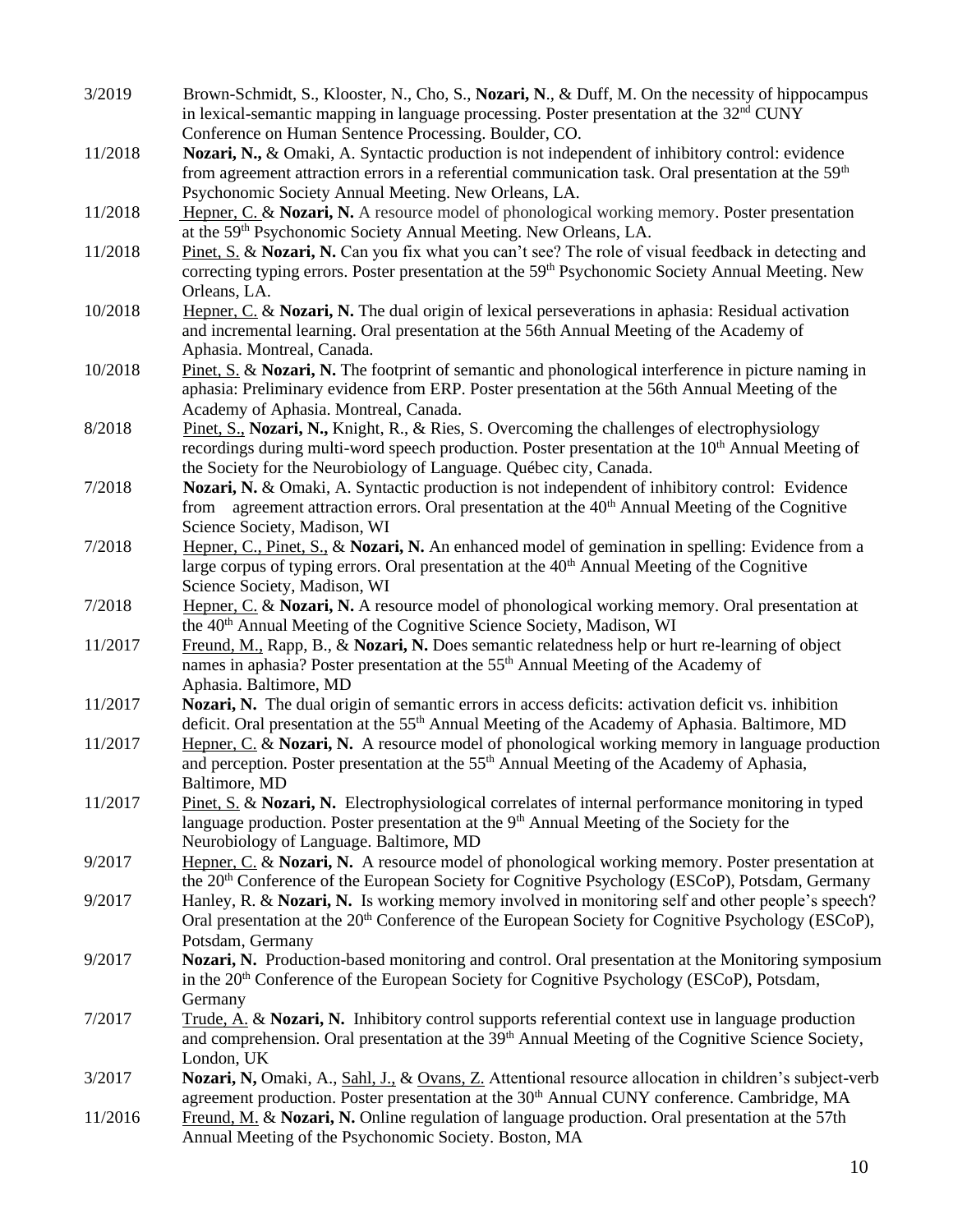3/2019 Brown-Schmidt, S., Klooster, N., Cho, S., **Nozari, N**., & Duff, M. On the necessity of hippocampus in lexical-semantic mapping in language processing. Poster presentation at the 32nd CUNY Conference on Human Sentence Processing. Boulder, CO.

11/2018 **Nozari, N.,** & Omaki, A. Syntactic production is not independent of inhibitory control: evidence from agreement attraction errors in a referential communication task. Oral presentation at the 59th Psychonomic Society Annual Meeting. New Orleans, LA.

11/2018 Hepner, C. & **Nozari, N.** A resource model of phonological working memory. Poster presentation at the 59th Psychonomic Society Annual Meeting. New Orleans, LA.

11/2018 Pinet, S. & **Nozari, N.** Can you fix what you can't see? The role of visual feedback in detecting and correcting typing errors. Poster presentation at the 59th Psychonomic Society Annual Meeting. New Orleans, LA.

10/2018 Hepner, C. & **Nozari, N.** The dual origin of lexical perseverations in aphasia: Residual activation and incremental learning. Oral presentation at the 56th Annual Meeting of the Academy of Aphasia. Montreal, Canada.

10/2018 Pinet, S. & **Nozari, N.** The footprint of semantic and phonological interference in picture naming in aphasia: Preliminary evidence from ERP. Poster presentation at the 56th Annual Meeting of the Academy of Aphasia. Montreal, Canada.

8/2018 Pinet, S., **Nozari, N.,** Knight, R., & Ries, S. Overcoming the challenges of electrophysiology recordings during multi-word speech production. Poster presentation at the 10th Annual Meeting of the Society for the Neurobiology of Language. Québec city, Canada.

7/2018 **Nozari, N.** & Omaki, A. Syntactic production is not independent of inhibitory control: Evidence from agreement attraction errors. Oral presentation at the 40th Annual Meeting of the Cognitive Science Society, Madison, WI

7/2018 Hepner, C., Pinet, S., & **Nozari, N.** An enhanced model of gemination in spelling: Evidence from a large corpus of typing errors. Oral presentation at the 40th Annual Meeting of the Cognitive Science Society, Madison, WI

7/2018 Hepner, C. & **Nozari, N.** A resource model of phonological working memory. Oral presentation at the 40th Annual Meeting of the Cognitive Science Society, Madison, WI

11/2017 Freund, M., Rapp, B., & **Nozari, N.** Does semantic relatedness help or hurt re-learning of object names in aphasia? Poster presentation at the 55th Annual Meeting of the Academy of Aphasia. Baltimore, MD

11/2017 **Nozari, N.** The dual origin of semantic errors in access deficits: activation deficit vs. inhibition deficit. Oral presentation at the 55th Annual Meeting of the Academy of Aphasia. Baltimore, MD

11/2017 Hepner, C. & **Nozari, N.** A resource model of phonological working memory in language production and perception. Poster presentation at the 55th Annual Meeting of the Academy of Aphasia, Baltimore, MD

11/2017 Pinet, S. & **Nozari, N.** Electrophysiological correlates of internal performance monitoring in typed language production. Poster presentation at the 9th Annual Meeting of the Society for the Neurobiology of Language. Baltimore, MD

9/2017 Hepner, C. & **Nozari, N.** A resource model of phonological working memory. Poster presentation at the 20th Conference of the European Society for Cognitive Psychology (ESCoP), Potsdam, Germany

9/2017 Hanley, R. & **Nozari, N.** Is working memory involved in monitoring self and other people's speech? Oral presentation at the 20th Conference of the European Society for Cognitive Psychology (ESCoP), Potsdam, Germany

9/2017 **Nozari, N.** Production-based monitoring and control. Oral presentation at the Monitoring symposium in the 20th Conference of the European Society for Cognitive Psychology (ESCoP), Potsdam, Germany

7/2017 Trude, A. & **Nozari, N.** Inhibitory control supports referential context use in language production and comprehension. Oral presentation at the 39th Annual Meeting of the Cognitive Science Society, London, UK

3/2017 **Nozari, N,** Omaki, A., Sahl, J., & Ovans, Z. Attentional resource allocation in children's subject-verb agreement production. Poster presentation at the 30th Annual CUNY conference. Cambridge, MA

11/2016 Freund, M. & **Nozari, N.** Online regulation of language production. Oral presentation at the 57th Annual Meeting of the Psychonomic Society. Boston, MA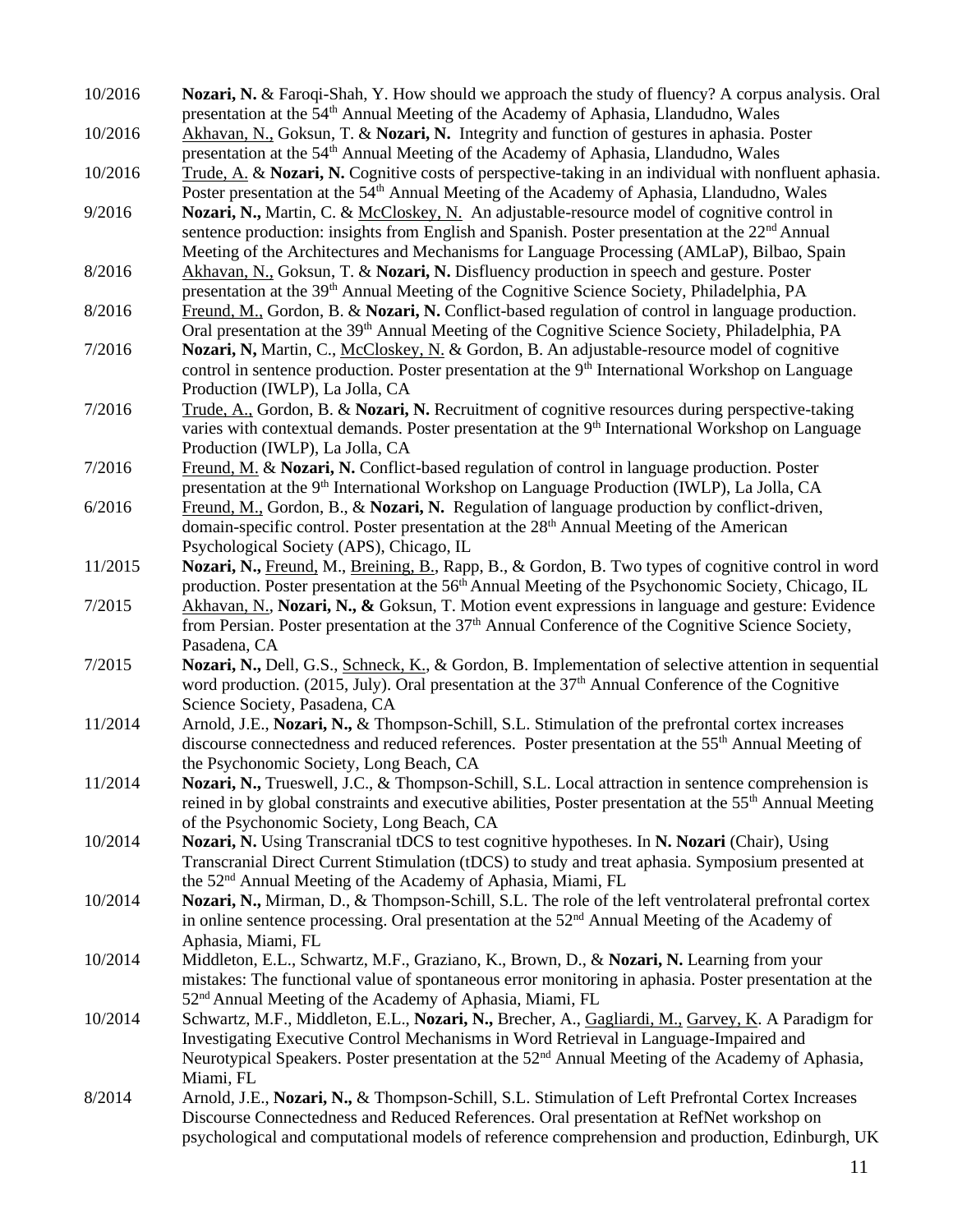10/2016 **Nozari, N.** & Faroqi-Shah, Y. How should we approach the study of fluency? A corpus analysis. Oral presentation at the 54th Annual Meeting of the Academy of Aphasia, Llandudno, Wales

10/2016 Akhavan, N., Goksun, T. & **Nozari, N.** Integrity and function of gestures in aphasia. Poster presentation at the 54th Annual Meeting of the Academy of Aphasia, Llandudno, Wales

10/2016 Trude, A. & **Nozari, N.** Cognitive costs of perspective-taking in an individual with nonfluent aphasia. Poster presentation at the 54th Annual Meeting of the Academy of Aphasia, Llandudno, Wales

9/2016 **Nozari, N.,** Martin, C. & McCloskey, N. An adjustable-resource model of cognitive control in sentence production: insights from English and Spanish. Poster presentation at the 22nd Annual Meeting of the Architectures and Mechanisms for Language Processing (AMLaP), Bilbao, Spain

8/2016 Akhavan, N., Goksun, T. & **Nozari, N.** Disfluency production in speech and gesture. Poster presentation at the 39th Annual Meeting of the Cognitive Science Society, Philadelphia, PA

8/2016 Freund, M., Gordon, B. & **Nozari, N.** Conflict-based regulation of control in language production. Oral presentation at the 39th Annual Meeting of the Cognitive Science Society, Philadelphia, PA

7/2016 **Nozari, N,** Martin, C., McCloskey, N. & Gordon, B. An adjustable-resource model of cognitive control in sentence production. Poster presentation at the 9th International Workshop on Language Production (IWLP), La Jolla, CA

7/2016 Trude, A., Gordon, B. & **Nozari, N.** Recruitment of cognitive resources during perspective-taking varies with contextual demands. Poster presentation at the 9th International Workshop on Language Production (IWLP), La Jolla, CA

7/2016 Freund, M. & **Nozari, N.** Conflict-based regulation of control in language production. Poster presentation at the 9th International Workshop on Language Production (IWLP), La Jolla, CA

6/2016 Freund, M., Gordon, B., & **Nozari, N.** Regulation of language production by conflict-driven, domain-specific control. Poster presentation at the 28th Annual Meeting of the American Psychological Society (APS), Chicago, IL

11/2015 **Nozari, N.,** Freund, M., Breining, B., Rapp, B., & Gordon, B. Two types of cognitive control in word production. Poster presentation at the 56th Annual Meeting of the Psychonomic Society, Chicago, IL

7/2015 Akhavan, N., **Nozari, N., &** Goksun, T. Motion event expressions in language and gesture: Evidence from Persian. Poster presentation at the 37th Annual Conference of the Cognitive Science Society, Pasadena, CA

7/2015 **Nozari, N.,** Dell, G.S., Schneck, K., & Gordon, B. Implementation of selective attention in sequential word production. (2015, July). Oral presentation at the 37th Annual Conference of the Cognitive Science Society, Pasadena, CA

11/2014 Arnold, J.E., **Nozari, N.,** & Thompson-Schill, S.L. Stimulation of the prefrontal cortex increases discourse connectedness and reduced references. Poster presentation at the 55th Annual Meeting of the Psychonomic Society, Long Beach, CA

11/2014 **Nozari, N.,** Trueswell, J.C., & Thompson-Schill, S.L. Local attraction in sentence comprehension is reined in by global constraints and executive abilities, Poster presentation at the 55th Annual Meeting of the Psychonomic Society, Long Beach, CA

10/2014 **Nozari, N.** Using Transcranial tDCS to test cognitive hypotheses. In **N. Nozari** (Chair), Using Transcranial Direct Current Stimulation (tDCS) to study and treat aphasia. Symposium presented at the 52nd Annual Meeting of the Academy of Aphasia, Miami, FL

10/2014 **Nozari, N.,** Mirman, D., & Thompson-Schill, S.L. The role of the left ventrolateral prefrontal cortex in online sentence processing. Oral presentation at the 52nd Annual Meeting of the Academy of Aphasia, Miami, FL

10/2014 Middleton, E.L., Schwartz, M.F., Graziano, K., Brown, D., & **Nozari, N.** Learning from your mistakes: The functional value of spontaneous error monitoring in aphasia. Poster presentation at the 52nd Annual Meeting of the Academy of Aphasia, Miami, FL

10/2014 Schwartz, M.F., Middleton, E.L., **Nozari, N.,** Brecher, A., Gagliardi, M., Garvey, K. A Paradigm for Investigating Executive Control Mechanisms in Word Retrieval in Language-Impaired and Neurotypical Speakers. Poster presentation at the 52nd Annual Meeting of the Academy of Aphasia, Miami, FL

8/2014 Arnold, J.E., **Nozari, N.,** & Thompson-Schill, S.L. Stimulation of Left Prefrontal Cortex Increases Discourse Connectedness and Reduced References. Oral presentation at RefNet workshop on psychological and computational models of reference comprehension and production, Edinburgh, UK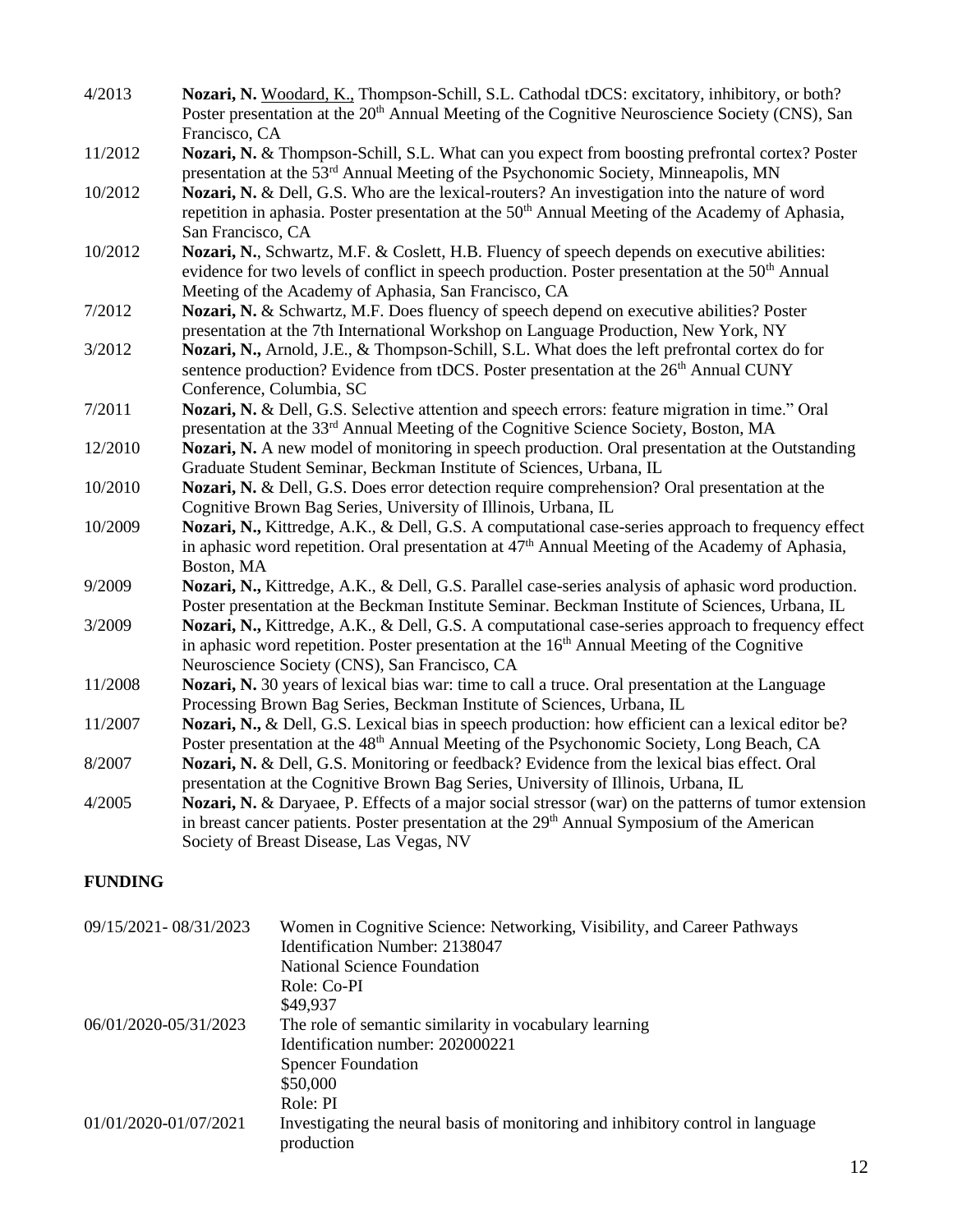4/2013 **Nozari, N.** Woodard, K., Thompson-Schill, S.L. Cathodal tDCS: excitatory, inhibitory, or both? Poster presentation at the 20th Annual Meeting of the Cognitive Neuroscience Society (CNS), San Francisco, CA

11/2012 **Nozari, N.** & Thompson-Schill, S.L. What can you expect from boosting prefrontal cortex? Poster presentation at the 53rd Annual Meeting of the Psychonomic Society, Minneapolis, MN

10/2012 **Nozari, N.** & Dell, G.S. Who are the lexical-routers? An investigation into the nature of word repetition in aphasia. Poster presentation at the 50th Annual Meeting of the Academy of Aphasia, San Francisco, CA

10/2012 **Nozari, N.**, Schwartz, M.F. & Coslett, H.B. Fluency of speech depends on executive abilities: evidence for two levels of conflict in speech production. Poster presentation at the 50th Annual Meeting of the Academy of Aphasia, San Francisco, CA

7/2012 **Nozari, N.** & Schwartz, M.F. Does fluency of speech depend on executive abilities? Poster presentation at the 7th International Workshop on Language Production, New York, NY

3/2012 **Nozari, N.,** Arnold, J.E., & Thompson-Schill, S.L. What does the left prefrontal cortex do for sentence production? Evidence from tDCS. Poster presentation at the 26th Annual CUNY Conference, Columbia, SC

7/2011 **Nozari, N.** & Dell, G.S. Selective attention and speech errors: feature migration in time." Oral presentation at the 33rd Annual Meeting of the Cognitive Science Society, Boston, MA

12/2010 **Nozari, N.** A new model of monitoring in speech production. Oral presentation at the Outstanding Graduate Student Seminar, Beckman Institute of Sciences, Urbana, IL

10/2010 **Nozari, N.** & Dell, G.S. Does error detection require comprehension? Oral presentation at the Cognitive Brown Bag Series, University of Illinois, Urbana, IL

10/2009 **Nozari, N.,** Kittredge, A.K., & Dell, G.S. A computational case-series approach to frequency effect in aphasic word repetition. Oral presentation at 47th Annual Meeting of the Academy of Aphasia, Boston, MA

9/2009 **Nozari, N.,** Kittredge, A.K., & Dell, G.S. Parallel case-series analysis of aphasic word production. Poster presentation at the Beckman Institute Seminar. Beckman Institute of Sciences, Urbana, IL

3/2009 **Nozari, N.,** Kittredge, A.K., & Dell, G.S. A computational case-series approach to frequency effect in aphasic word repetition. Poster presentation at the 16th Annual Meeting of the Cognitive Neuroscience Society (CNS), San Francisco, CA

11/2008 **Nozari, N.** 30 years of lexical bias war: time to call a truce. Oral presentation at the Language Processing Brown Bag Series, Beckman Institute of Sciences, Urbana, IL

11/2007 **Nozari, N.,** & Dell, G.S. Lexical bias in speech production: how efficient can a lexical editor be? Poster presentation at the 48th Annual Meeting of the Psychonomic Society, Long Beach, CA

8/2007 **Nozari, N.** & Dell, G.S. Monitoring or feedback? Evidence from the lexical bias effect. Oral presentation at the Cognitive Brown Bag Series, University of Illinois, Urbana, IL

4/2005 **Nozari, N.** & Daryaee, P. Effects of a major social stressor (war) on the patterns of tumor extension in breast cancer patients. Poster presentation at the 29th Annual Symposium of the American Society of Breast Disease, Las Vegas, NV

## FUNDING

09/15/2021- 08/31/2023
Women in Cognitive Science: Networking, Visibility, and Career Pathways
Identification Number: 2138047
National Science Foundation
Role: Co-PI
$49,937

06/01/2020-05/31/2023
The role of semantic similarity in vocabulary learning
Identification number: 202000221
Spencer Foundation
$50,000
Role: PI

01/01/2020-01/07/2021
Investigating the neural basis of monitoring and inhibitory control in language production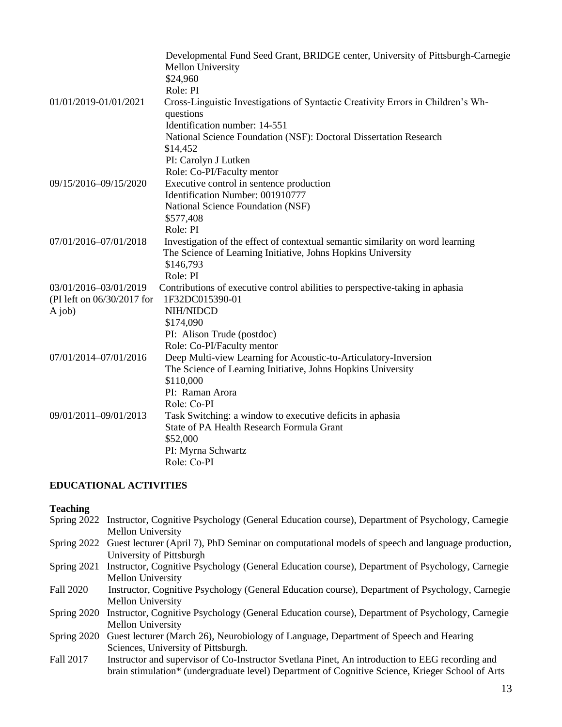| | |
|---|---|
| | Developmental Fund Seed Grant, BRIDGE center, University of Pittsburgh-Carnegie Mellon University<br>$24,960<br>Role: PI |
| 01/01/2019-01/01/2021 | Cross-Linguistic Investigations of Syntactic Creativity Errors in Children's Wh-questions<br>Identification number: 14-551<br>National Science Foundation (NSF): Doctoral Dissertation Research<br>$14,452<br>PI: Carolyn J Lutken<br>Role: Co-PI/Faculty mentor |
| 09/15/2016–09/15/2020 | Executive control in sentence production<br>Identification Number: 001910777<br>National Science Foundation (NSF)<br>$577,408<br>Role: PI |
| 07/01/2016–07/01/2018 | Investigation of the effect of contextual semantic similarity on word learning<br>The Science of Learning Initiative, Johns Hopkins University<br>$146,793<br>Role: PI |
| 03/01/2016–03/01/2019 (PI left on 06/30/2017 for A job) | Contributions of executive control abilities to perspective-taking in aphasia<br>1F32DC015390-01<br>NIH/NIDCD<br>$174,090<br>PI: Alison Trude (postdoc)<br>Role: Co-PI/Faculty mentor |
| 07/01/2014–07/01/2016 | Deep Multi-view Learning for Acoustic-to-Articulatory-Inversion<br>The Science of Learning Initiative, Johns Hopkins University<br>$110,000<br>PI: Raman Arora<br>Role: Co-PI |
| 09/01/2011–09/01/2013 | Task Switching: a window to executive deficits in aphasia<br>State of PA Health Research Formula Grant<br>$52,000<br>PI: Myrna Schwartz<br>Role: Co-PI |

## EDUCATIONAL ACTIVITIES

### Teaching

| | |
|---|---|
| Spring 2022 | Instructor, Cognitive Psychology (General Education course), Department of Psychology, Carnegie Mellon University |
| Spring 2022 | Guest lecturer (April 7), PhD Seminar on computational models of speech and language production, University of Pittsburgh |
| Spring 2021 | Instructor, Cognitive Psychology (General Education course), Department of Psychology, Carnegie Mellon University |
| Fall 2020 | Instructor, Cognitive Psychology (General Education course), Department of Psychology, Carnegie Mellon University |
| Spring 2020 | Instructor, Cognitive Psychology (General Education course), Department of Psychology, Carnegie Mellon University |
| Spring 2020 | Guest lecturer (March 26), Neurobiology of Language, Department of Speech and Hearing Sciences, University of Pittsburgh. |
| Fall 2017 | Instructor and supervisor of Co-Instructor Svetlana Pinet, An introduction to EEG recording and brain stimulation* (undergraduate level) Department of Cognitive Science, Krieger School of Arts |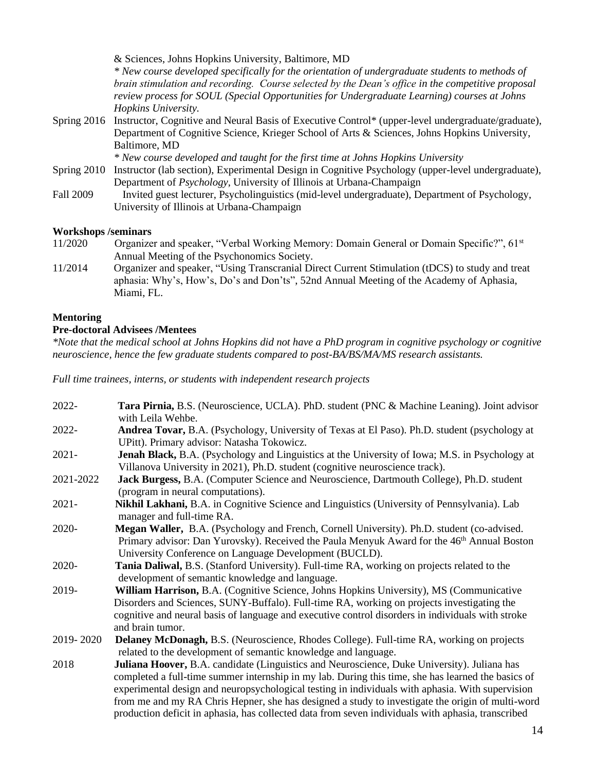& Sciences, Johns Hopkins University, Baltimore, MD
*\* New course developed specifically for the orientation of undergraduate students to methods of brain stimulation and recording. Course selected by the Dean's office in the competitive proposal review process for SOUL (Special Opportunities for Undergraduate Learning) courses at Johns Hopkins University.*

Spring 2016 Instructor, Cognitive and Neural Basis of Executive Control* (upper-level undergraduate/graduate), Department of Cognitive Science, Krieger School of Arts & Sciences, Johns Hopkins University, Baltimore, MD
*\* New course developed and taught for the first time at Johns Hopkins University*

Spring 2010 Instructor (lab section), Experimental Design in Cognitive Psychology (upper-level undergraduate), Department of *Psychology*, University of Illinois at Urbana-Champaign

Fall 2009 Invited guest lecturer, Psycholinguistics (mid-level undergraduate), Department of Psychology, University of Illinois at Urbana-Champaign

**Workshops /seminars**

11/2020 Organizer and speaker, "Verbal Working Memory: Domain General or Domain Specific?", 61st Annual Meeting of the Psychonomics Society.

11/2014 Organizer and speaker, "Using Transcranial Direct Current Stimulation (tDCS) to study and treat aphasia: Why's, How's, Do's and Don'ts", 52nd Annual Meeting of the Academy of Aphasia, Miami, FL.

**Mentoring**

**Pre-doctoral Advisees /Mentees**

*\*Note that the medical school at Johns Hopkins did not have a PhD program in cognitive psychology or cognitive neuroscience, hence the few graduate students compared to post-BA/BS/MA/MS research assistants.*

*Full time trainees, interns, or students with independent research projects*

2022- **Tara Pirnia,** B.S. (Neuroscience, UCLA). PhD. student (PNC & Machine Leaning). Joint advisor with Leila Wehbe.

2022- **Andrea Tovar,** B.A. (Psychology, University of Texas at El Paso). Ph.D. student (psychology at UPitt). Primary advisor: Natasha Tokowicz.

2021- **Jenah Black,** B.A. (Psychology and Linguistics at the University of Iowa; M.S. in Psychology at Villanova University in 2021), Ph.D. student (cognitive neuroscience track).

2021-2022 **Jack Burgess,** B.A. (Computer Science and Neuroscience, Dartmouth College), Ph.D. student (program in neural computations).

2021- **Nikhil Lakhani,** B.A. in Cognitive Science and Linguistics (University of Pennsylvania). Lab manager and full-time RA.

2020- **Megan Waller,** B.A. (Psychology and French, Cornell University). Ph.D. student (co-advised. Primary advisor: Dan Yurovsky). Received the Paula Menyuk Award for the 46th Annual Boston University Conference on Language Development (BUCLD).

2020- **Tania Daliwal,** B.S. (Stanford University). Full-time RA, working on projects related to the development of semantic knowledge and language.

2019- **William Harrison,** B.A. (Cognitive Science, Johns Hopkins University), MS (Communicative Disorders and Sciences, SUNY-Buffalo). Full-time RA, working on projects investigating the cognitive and neural basis of language and executive control disorders in individuals with stroke and brain tumor.

2019- 2020 **Delaney McDonagh,** B.S. (Neuroscience, Rhodes College). Full-time RA, working on projects related to the development of semantic knowledge and language.

2018 **Juliana Hoover,** B.A. candidate (Linguistics and Neuroscience, Duke University). Juliana has completed a full-time summer internship in my lab. During this time, she has learned the basics of experimental design and neuropsychological testing in individuals with aphasia. With supervision from me and my RA Chris Hepner, she has designed a study to investigate the origin of multi-word production deficit in aphasia, has collected data from seven individuals with aphasia, transcribed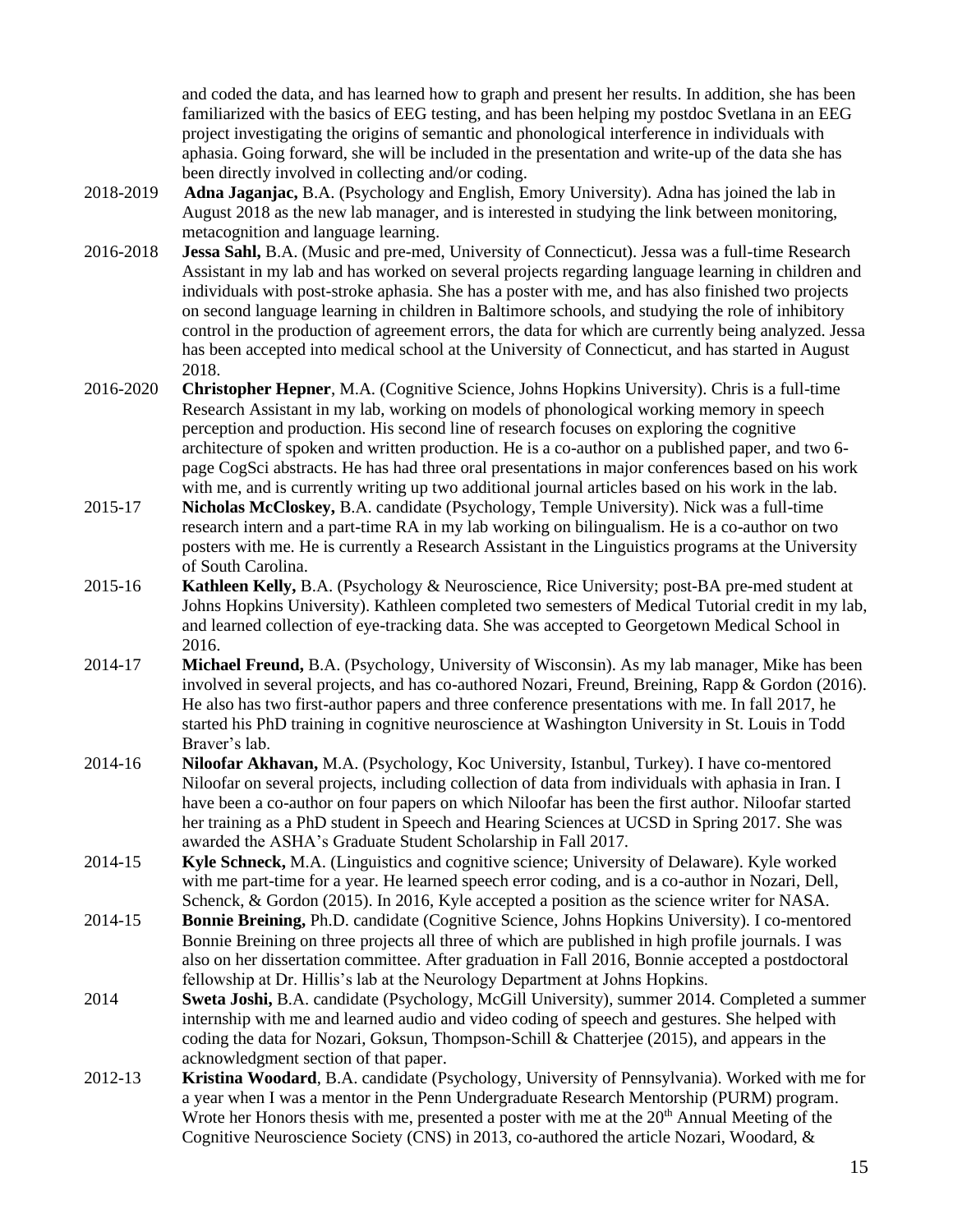and coded the data, and has learned how to graph and present her results. In addition, she has been familiarized with the basics of EEG testing, and has been helping my postdoc Svetlana in an EEG project investigating the origins of semantic and phonological interference in individuals with aphasia. Going forward, she will be included in the presentation and write-up of the data she has been directly involved in collecting and/or coding.

2018-2019 **Adna Jaganjac,** B.A. (Psychology and English, Emory University). Adna has joined the lab in August 2018 as the new lab manager, and is interested in studying the link between monitoring, metacognition and language learning.

2016-2018 **Jessa Sahl,** B.A. (Music and pre-med, University of Connecticut). Jessa was a full-time Research Assistant in my lab and has worked on several projects regarding language learning in children and individuals with post-stroke aphasia. She has a poster with me, and has also finished two projects on second language learning in children in Baltimore schools, and studying the role of inhibitory control in the production of agreement errors, the data for which are currently being analyzed. Jessa has been accepted into medical school at the University of Connecticut, and has started in August 2018.

2016-2020 **Christopher Hepner**, M.A. (Cognitive Science, Johns Hopkins University). Chris is a full-time Research Assistant in my lab, working on models of phonological working memory in speech perception and production. His second line of research focuses on exploring the cognitive architecture of spoken and written production. He is a co-author on a published paper, and two 6-page CogSci abstracts. He has had three oral presentations in major conferences based on his work with me, and is currently writing up two additional journal articles based on his work in the lab.

2015-17 **Nicholas McCloskey,** B.A. candidate (Psychology, Temple University). Nick was a full-time research intern and a part-time RA in my lab working on bilingualism. He is a co-author on two posters with me. He is currently a Research Assistant in the Linguistics programs at the University of South Carolina.

2015-16 **Kathleen Kelly,** B.A. (Psychology & Neuroscience, Rice University; post-BA pre-med student at Johns Hopkins University). Kathleen completed two semesters of Medical Tutorial credit in my lab, and learned collection of eye-tracking data. She was accepted to Georgetown Medical School in 2016.

2014-17 **Michael Freund,** B.A. (Psychology, University of Wisconsin). As my lab manager, Mike has been involved in several projects, and has co-authored Nozari, Freund, Breining, Rapp & Gordon (2016). He also has two first-author papers and three conference presentations with me. In fall 2017, he started his PhD training in cognitive neuroscience at Washington University in St. Louis in Todd Braver's lab.

2014-16 **Niloofar Akhavan,** M.A. (Psychology, Koc University, Istanbul, Turkey). I have co-mentored Niloofar on several projects, including collection of data from individuals with aphasia in Iran. I have been a co-author on four papers on which Niloofar has been the first author. Niloofar started her training as a PhD student in Speech and Hearing Sciences at UCSD in Spring 2017. She was awarded the ASHA's Graduate Student Scholarship in Fall 2017.

2014-15 **Kyle Schneck,** M.A. (Linguistics and cognitive science; University of Delaware). Kyle worked with me part-time for a year. He learned speech error coding, and is a co-author in Nozari, Dell, Schenck, & Gordon (2015). In 2016, Kyle accepted a position as the science writer for NASA.

2014-15 **Bonnie Breining,** Ph.D. candidate (Cognitive Science, Johns Hopkins University). I co-mentored Bonnie Breining on three projects all three of which are published in high profile journals. I was also on her dissertation committee. After graduation in Fall 2016, Bonnie accepted a postdoctoral fellowship at Dr. Hillis's lab at the Neurology Department at Johns Hopkins.

2014 **Sweta Joshi,** B.A. candidate (Psychology, McGill University), summer 2014. Completed a summer internship with me and learned audio and video coding of speech and gestures. She helped with coding the data for Nozari, Goksun, Thompson-Schill & Chatterjee (2015), and appears in the acknowledgment section of that paper.

2012-13 **Kristina Woodard**, B.A. candidate (Psychology, University of Pennsylvania). Worked with me for a year when I was a mentor in the Penn Undergraduate Research Mentorship (PURM) program. Wrote her Honors thesis with me, presented a poster with me at the 20th Annual Meeting of the Cognitive Neuroscience Society (CNS) in 2013, co-authored the article Nozari, Woodard, &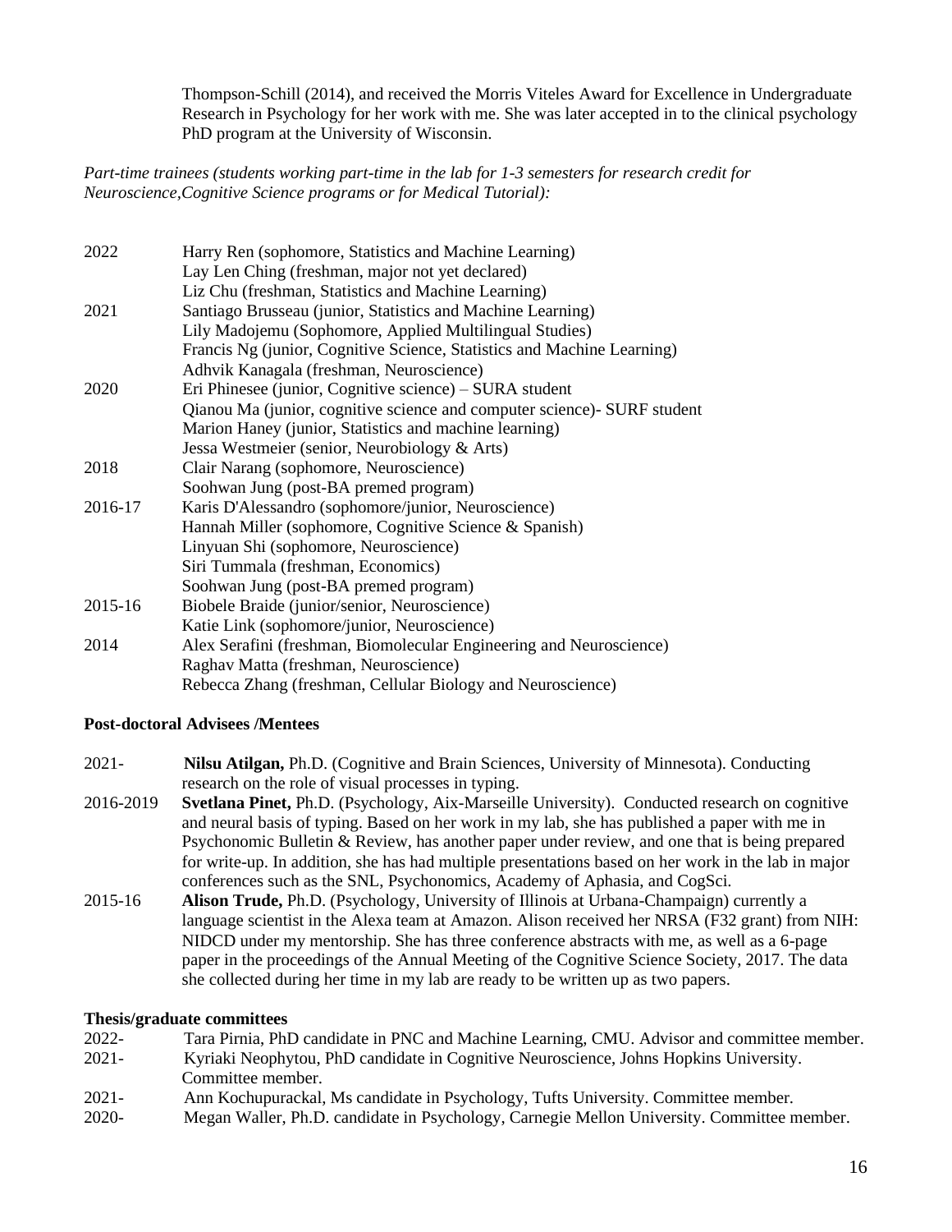Thompson-Schill (2014), and received the Morris Viteles Award for Excellence in Undergraduate Research in Psychology for her work with me. She was later accepted in to the clinical psychology PhD program at the University of Wisconsin.

*Part-time trainees (students working part-time in the lab for 1-3 semesters for research credit for Neuroscience,Cognitive Science programs or for Medical Tutorial):*

2022 Harry Ren (sophomore, Statistics and Machine Learning)
Lay Len Ching (freshman, major not yet declared)
Liz Chu (freshman, Statistics and Machine Learning)

2021 Santiago Brusseau (junior, Statistics and Machine Learning)
Lily Madojemu (Sophomore, Applied Multilingual Studies)
Francis Ng (junior, Cognitive Science, Statistics and Machine Learning)
Adhvik Kanagala (freshman, Neuroscience)

2020 Eri Phinesee (junior, Cognitive science) – SURA student
Qianou Ma (junior, cognitive science and computer science)- SURF student
Marion Haney (junior, Statistics and machine learning)
Jessa Westmeier (senior, Neurobiology & Arts)

2018 Clair Narang (sophomore, Neuroscience)
Soohwan Jung (post-BA premed program)

2016-17 Karis D'Alessandro (sophomore/junior, Neuroscience)
Hannah Miller (sophomore, Cognitive Science & Spanish)
Linyuan Shi (sophomore, Neuroscience)
Siri Tummala (freshman, Economics)
Soohwan Jung (post-BA premed program)

2015-16 Biobele Braide (junior/senior, Neuroscience)
Katie Link (sophomore/junior, Neuroscience)

2014 Alex Serafini (freshman, Biomolecular Engineering and Neuroscience)
Raghav Matta (freshman, Neuroscience)
Rebecca Zhang (freshman, Cellular Biology and Neuroscience)

**Post-doctoral Advisees /Mentees**

2021- **Nilsu Atilgan,** Ph.D. (Cognitive and Brain Sciences, University of Minnesota). Conducting research on the role of visual processes in typing.

2016-2019 **Svetlana Pinet,** Ph.D. (Psychology, Aix-Marseille University). Conducted research on cognitive and neural basis of typing. Based on her work in my lab, she has published a paper with me in Psychonomic Bulletin & Review, has another paper under review, and one that is being prepared for write-up. In addition, she has had multiple presentations based on her work in the lab in major conferences such as the SNL, Psychonomics, Academy of Aphasia, and CogSci.

2015-16 **Alison Trude,** Ph.D. (Psychology, University of Illinois at Urbana-Champaign) currently a language scientist in the Alexa team at Amazon. Alison received her NRSA (F32 grant) from NIH: NIDCD under my mentorship. She has three conference abstracts with me, as well as a 6-page paper in the proceedings of the Annual Meeting of the Cognitive Science Society, 2017. The data she collected during her time in my lab are ready to be written up as two papers.

**Thesis/graduate committees**

2022- Tara Pirnia, PhD candidate in PNC and Machine Learning, CMU. Advisor and committee member.

2021- Kyriaki Neophytou, PhD candidate in Cognitive Neuroscience, Johns Hopkins University. Committee member.

2021- Ann Kochupurackal, Ms candidate in Psychology, Tufts University. Committee member.

2020- Megan Waller, Ph.D. candidate in Psychology, Carnegie Mellon University. Committee member.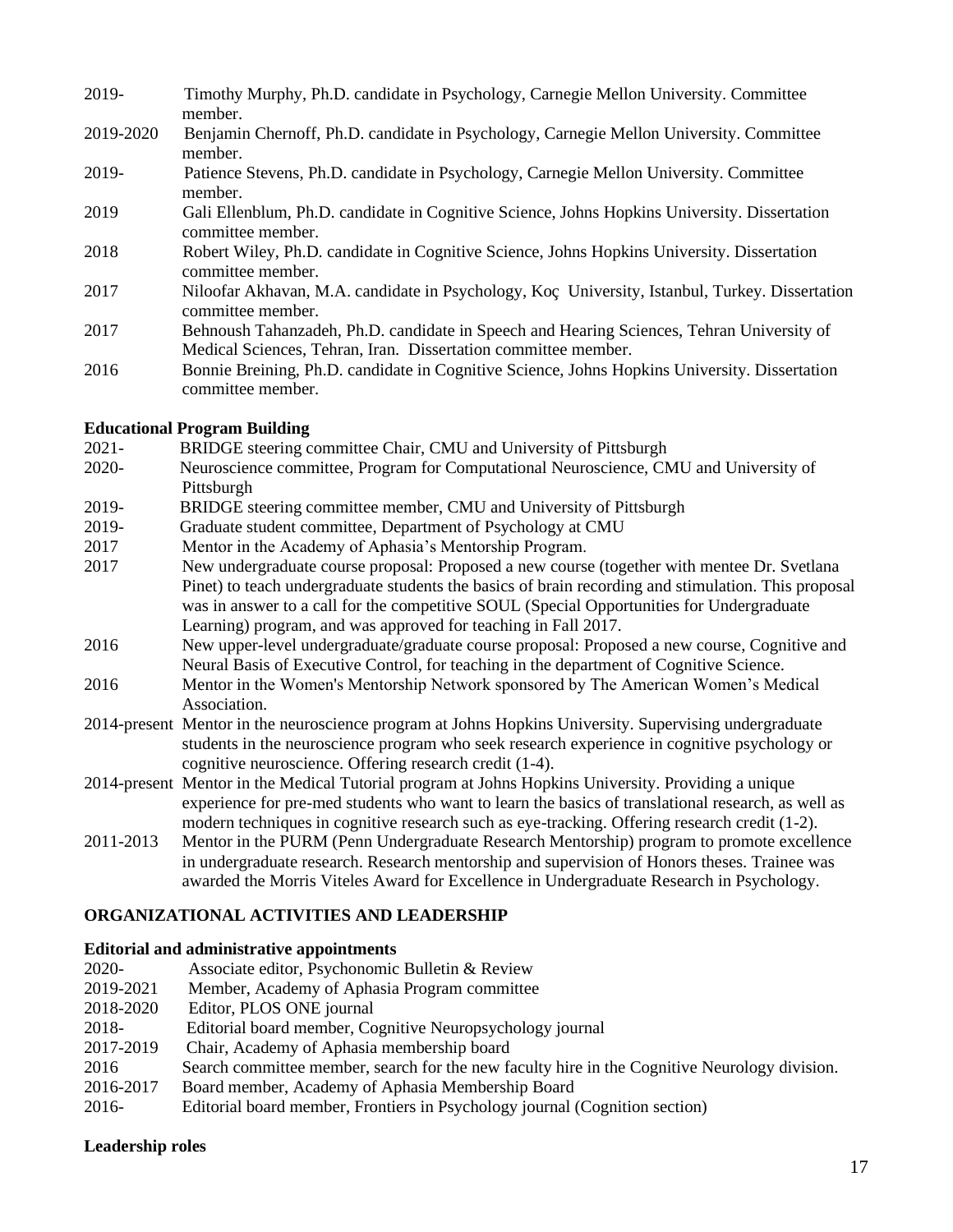2019- Timothy Murphy, Ph.D. candidate in Psychology, Carnegie Mellon University. Committee member.

2019-2020 Benjamin Chernoff, Ph.D. candidate in Psychology, Carnegie Mellon University. Committee member.

2019- Patience Stevens, Ph.D. candidate in Psychology, Carnegie Mellon University. Committee member.

2019 Gali Ellenblum, Ph.D. candidate in Cognitive Science, Johns Hopkins University. Dissertation committee member.

2018 Robert Wiley, Ph.D. candidate in Cognitive Science, Johns Hopkins University. Dissertation committee member.

2017 Niloofar Akhavan, M.A. candidate in Psychology, Koç University, Istanbul, Turkey. Dissertation committee member.

2017 Behnoush Tahanzadeh, Ph.D. candidate in Speech and Hearing Sciences, Tehran University of Medical Sciences, Tehran, Iran. Dissertation committee member.

2016 Bonnie Breining, Ph.D. candidate in Cognitive Science, Johns Hopkins University. Dissertation committee member.

**Educational Program Building**

2021- BRIDGE steering committee Chair, CMU and University of Pittsburgh

2020- Neuroscience committee, Program for Computational Neuroscience, CMU and University of Pittsburgh

2019- BRIDGE steering committee member, CMU and University of Pittsburgh

2019- Graduate student committee, Department of Psychology at CMU

2017 Mentor in the Academy of Aphasia's Mentorship Program.

2017 New undergraduate course proposal: Proposed a new course (together with mentee Dr. Svetlana Pinet) to teach undergraduate students the basics of brain recording and stimulation. This proposal was in answer to a call for the competitive SOUL (Special Opportunities for Undergraduate Learning) program, and was approved for teaching in Fall 2017.

2016 New upper-level undergraduate/graduate course proposal: Proposed a new course, Cognitive and Neural Basis of Executive Control, for teaching in the department of Cognitive Science.

2016 Mentor in the Women's Mentorship Network sponsored by The American Women's Medical Association.

2014-present Mentor in the neuroscience program at Johns Hopkins University. Supervising undergraduate students in the neuroscience program who seek research experience in cognitive psychology or cognitive neuroscience. Offering research credit (1-4).

2014-present Mentor in the Medical Tutorial program at Johns Hopkins University. Providing a unique experience for pre-med students who want to learn the basics of translational research, as well as modern techniques in cognitive research such as eye-tracking. Offering research credit (1-2).

2011-2013 Mentor in the PURM (Penn Undergraduate Research Mentorship) program to promote excellence in undergraduate research. Research mentorship and supervision of Honors theses. Trainee was awarded the Morris Viteles Award for Excellence in Undergraduate Research in Psychology.

## ORGANIZATIONAL ACTIVITIES AND LEADERSHIP

**Editorial and administrative appointments**

2020- Associate editor, Psychonomic Bulletin & Review

2019-2021 Member, Academy of Aphasia Program committee

2018-2020 Editor, PLOS ONE journal

2018- Editorial board member, Cognitive Neuropsychology journal

2017-2019 Chair, Academy of Aphasia membership board

2016 Search committee member, search for the new faculty hire in the Cognitive Neurology division.

2016-2017 Board member, Academy of Aphasia Membership Board

2016- Editorial board member, Frontiers in Psychology journal (Cognition section)

**Leadership roles**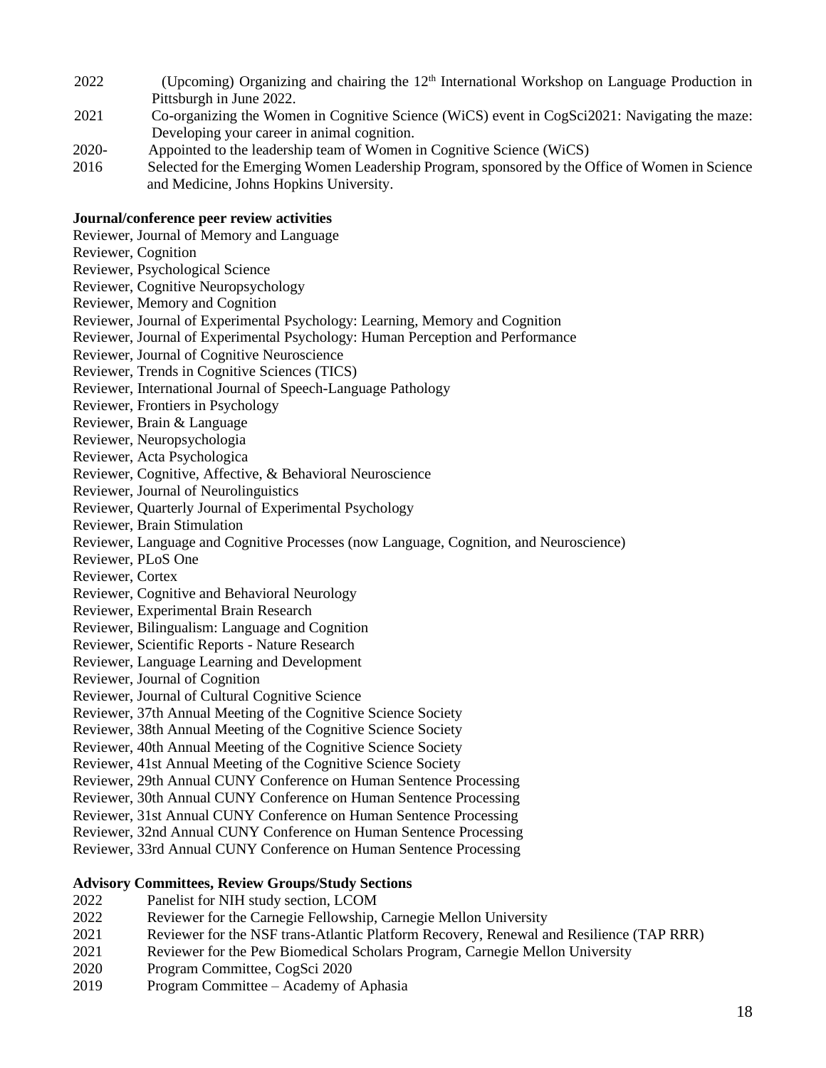2022 (Upcoming) Organizing and chairing the 12th International Workshop on Language Production in Pittsburgh in June 2022.

2021 Co-organizing the Women in Cognitive Science (WiCS) event in CogSci2021: Navigating the maze: Developing your career in animal cognition.

2020- Appointed to the leadership team of Women in Cognitive Science (WiCS)

2016 Selected for the Emerging Women Leadership Program, sponsored by the Office of Women in Science and Medicine, Johns Hopkins University.

**Journal/conference peer review activities**

Reviewer, Journal of Memory and Language
Reviewer, Cognition
Reviewer, Psychological Science
Reviewer, Cognitive Neuropsychology
Reviewer, Memory and Cognition
Reviewer, Journal of Experimental Psychology: Learning, Memory and Cognition
Reviewer, Journal of Experimental Psychology: Human Perception and Performance
Reviewer, Journal of Cognitive Neuroscience
Reviewer, Trends in Cognitive Sciences (TICS)
Reviewer, International Journal of Speech-Language Pathology
Reviewer, Frontiers in Psychology
Reviewer, Brain & Language
Reviewer, Neuropsychologia
Reviewer, Acta Psychologica
Reviewer, Cognitive, Affective, & Behavioral Neuroscience
Reviewer, Journal of Neurolinguistics
Reviewer, Quarterly Journal of Experimental Psychology
Reviewer, Brain Stimulation
Reviewer, Language and Cognitive Processes (now Language, Cognition, and Neuroscience)
Reviewer, PLoS One
Reviewer, Cortex
Reviewer, Cognitive and Behavioral Neurology
Reviewer, Experimental Brain Research
Reviewer, Bilingualism: Language and Cognition
Reviewer, Scientific Reports - Nature Research
Reviewer, Language Learning and Development
Reviewer, Journal of Cognition
Reviewer, Journal of Cultural Cognitive Science
Reviewer, 37th Annual Meeting of the Cognitive Science Society
Reviewer, 38th Annual Meeting of the Cognitive Science Society
Reviewer, 40th Annual Meeting of the Cognitive Science Society
Reviewer, 41st Annual Meeting of the Cognitive Science Society
Reviewer, 29th Annual CUNY Conference on Human Sentence Processing
Reviewer, 30th Annual CUNY Conference on Human Sentence Processing
Reviewer, 31st Annual CUNY Conference on Human Sentence Processing
Reviewer, 32nd Annual CUNY Conference on Human Sentence Processing
Reviewer, 33rd Annual CUNY Conference on Human Sentence Processing

**Advisory Committees, Review Groups/Study Sections**

2022 Panelist for NIH study section, LCOM
2022 Reviewer for the Carnegie Fellowship, Carnegie Mellon University
2021 Reviewer for the NSF trans-Atlantic Platform Recovery, Renewal and Resilience (TAP RRR)
2021 Reviewer for the Pew Biomedical Scholars Program, Carnegie Mellon University
2020 Program Committee, CogSci 2020
2019 Program Committee – Academy of Aphasia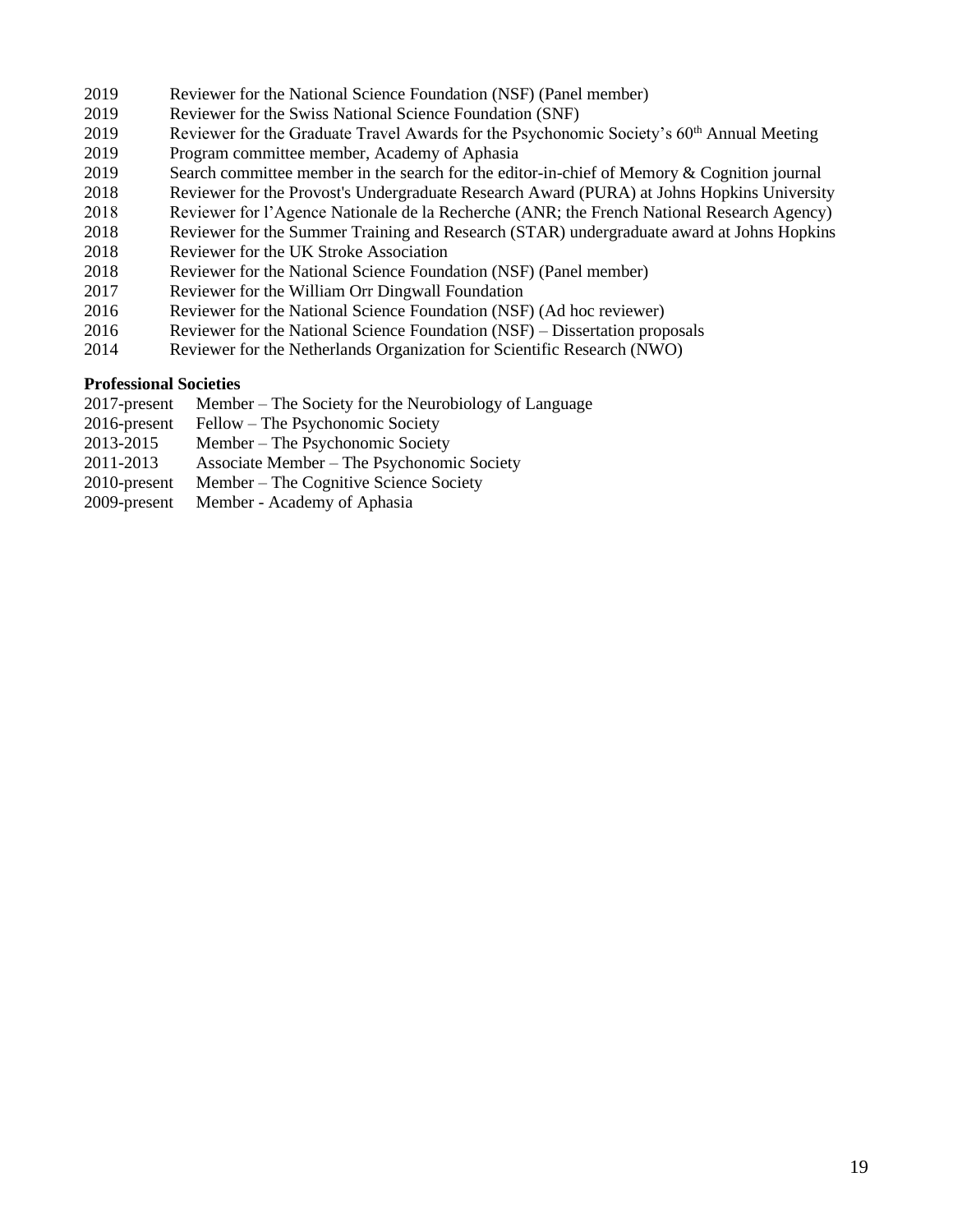2019 Reviewer for the National Science Foundation (NSF) (Panel member)
2019 Reviewer for the Swiss National Science Foundation (SNF)
2019 Reviewer for the Graduate Travel Awards for the Psychonomic Society's 60th Annual Meeting
2019 Program committee member, Academy of Aphasia
2019 Search committee member in the search for the editor-in-chief of Memory & Cognition journal
2018 Reviewer for the Provost's Undergraduate Research Award (PURA) at Johns Hopkins University
2018 Reviewer for l'Agence Nationale de la Recherche (ANR; the French National Research Agency)
2018 Reviewer for the Summer Training and Research (STAR) undergraduate award at Johns Hopkins
2018 Reviewer for the UK Stroke Association
2018 Reviewer for the National Science Foundation (NSF) (Panel member)
2017 Reviewer for the William Orr Dingwall Foundation
2016 Reviewer for the National Science Foundation (NSF) (Ad hoc reviewer)
2016 Reviewer for the National Science Foundation (NSF) – Dissertation proposals
2014 Reviewer for the Netherlands Organization for Scientific Research (NWO)

**Professional Societies**

2017-present Member – The Society for the Neurobiology of Language
2016-present Fellow – The Psychonomic Society
2013-2015 Member – The Psychonomic Society
2011-2013 Associate Member – The Psychonomic Society
2010-present Member – The Cognitive Science Society
2009-present Member - Academy of Aphasia